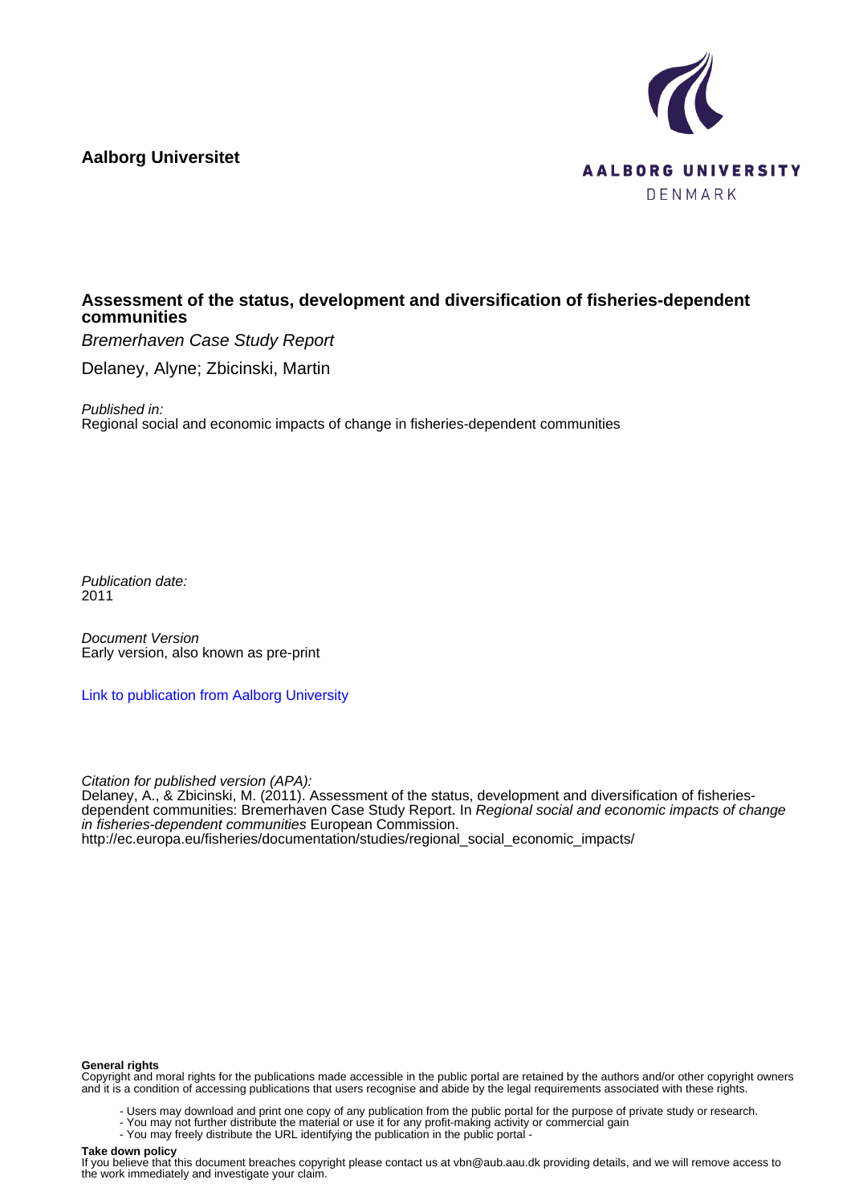**Aalborg Universitet**

AALBORG UNIVERSITY
DENMARK

# Assessment of the status, development and diversification of fisheries-dependent communities

*Bremerhaven Case Study Report*

Delaney, Alyne; Zbicinski, Martin

*Published in:*
Regional social and economic impacts of change in fisheries-dependent communities

*Publication date:*
2011

*Document Version*
Early version, also known as pre-print

Link to publication from Aalborg University

*Citation for published version (APA):*
Delaney, A., & Zbicinski, M. (2011). Assessment of the status, development and diversification of fisheries-dependent communities: Bremerhaven Case Study Report. In *Regional social and economic impacts of change in fisheries-dependent communities* European Commission. http://ec.europa.eu/fisheries/documentation/studies/regional_social_economic_impacts/

**General rights**
Copyright and moral rights for the publications made accessible in the public portal are retained by the authors and/or other copyright owners and it is a condition of accessing publications that users recognise and abide by the legal requirements associated with these rights.

- Users may download and print one copy of any publication from the public portal for the purpose of private study or research.
- You may not further distribute the material or use it for any profit-making activity or commercial gain
- You may freely distribute the URL identifying the publication in the public portal -

**Take down policy**
If you believe that this document breaches copyright please contact us at vbn@aub.aau.dk providing details, and we will remove access to the work immediately and investigate your claim.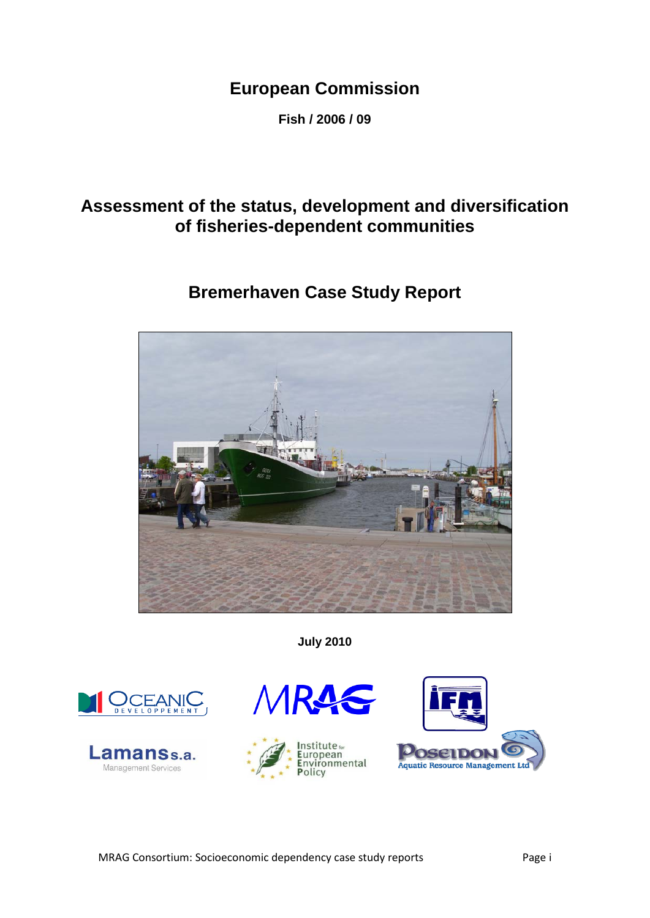# European Commission

**Fish / 2006 / 09**

## Assessment of the status, development and diversification of fisheries-dependent communities

## Bremerhaven Case Study Report

**July 2010**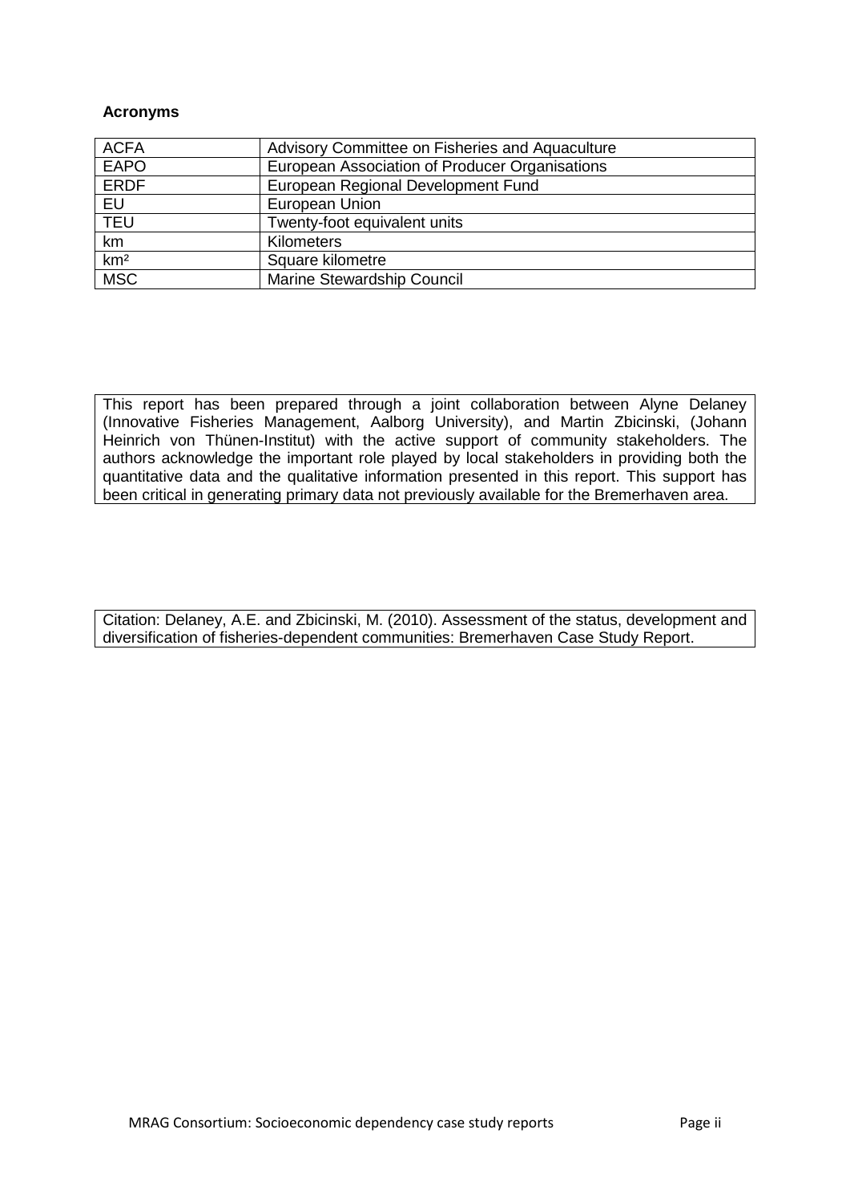**Acronyms**

| | |
|---|---|
| ACFA | Advisory Committee on Fisheries and Aquaculture |
| EAPO | European Association of Producer Organisations |
| ERDF | European Regional Development Fund |
| EU | European Union |
| TEU | Twenty-foot equivalent units |
| km | Kilometers |
| $km^2$ | Square kilometre |
| MSC | Marine Stewardship Council |

This report has been prepared through a joint collaboration between Alyne Delaney (Innovative Fisheries Management, Aalborg University), and Martin Zbicinski, (Johann Heinrich von Thünen-Institut) with the active support of community stakeholders. The authors acknowledge the important role played by local stakeholders in providing both the quantitative data and the qualitative information presented in this report. This support has been critical in generating primary data not previously available for the Bremerhaven area.

Citation: Delaney, A.E. and Zbicinski, M. (2010). Assessment of the status, development and diversification of fisheries-dependent communities: Bremerhaven Case Study Report.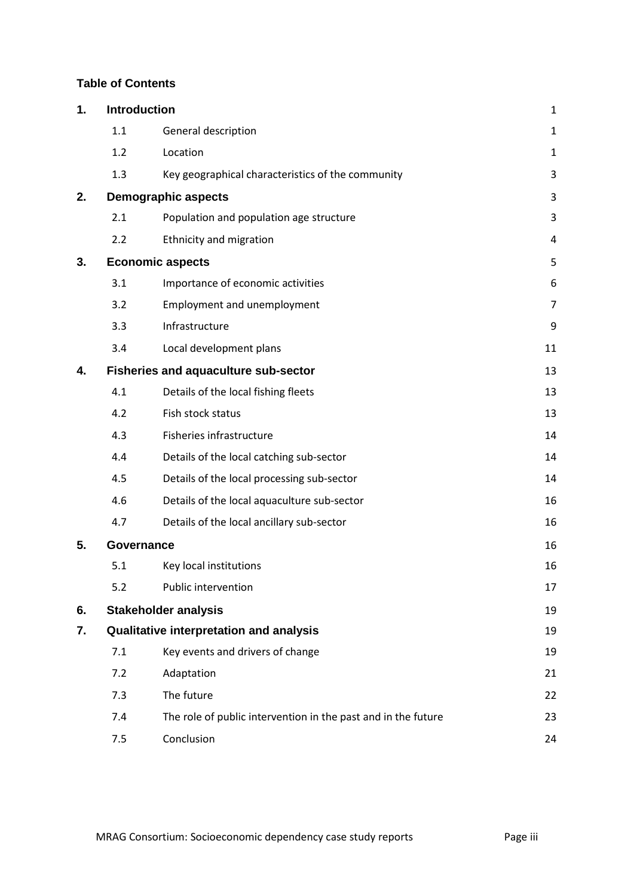**Table of Contents**

| | | | |
|---|---|---|---|
| **1.** | **Introduction** | | 1 |
| | 1.1 | General description | 1 |
| | 1.2 | Location | 1 |
| | 1.3 | Key geographical characteristics of the community | 3 |
| **2.** | **Demographic aspects** | | 3 |
| | 2.1 | Population and population age structure | 3 |
| | 2.2 | Ethnicity and migration | 4 |
| **3.** | **Economic aspects** | | 5 |
| | 3.1 | Importance of economic activities | 6 |
| | 3.2 | Employment and unemployment | 7 |
| | 3.3 | Infrastructure | 9 |
| | 3.4 | Local development plans | 11 |
| **4.** | **Fisheries and aquaculture sub-sector** | | 13 |
| | 4.1 | Details of the local fishing fleets | 13 |
| | 4.2 | Fish stock status | 13 |
| | 4.3 | Fisheries infrastructure | 14 |
| | 4.4 | Details of the local catching sub-sector | 14 |
| | 4.5 | Details of the local processing sub-sector | 14 |
| | 4.6 | Details of the local aquaculture sub-sector | 16 |
| | 4.7 | Details of the local ancillary sub-sector | 16 |
| **5.** | **Governance** | | 16 |
| | 5.1 | Key local institutions | 16 |
| | 5.2 | Public intervention | 17 |
| **6.** | **Stakeholder analysis** | | 19 |
| **7.** | **Qualitative interpretation and analysis** | | 19 |
| | 7.1 | Key events and drivers of change | 19 |
| | 7.2 | Adaptation | 21 |
| | 7.3 | The future | 22 |
| | 7.4 | The role of public intervention in the past and in the future | 23 |
| | 7.5 | Conclusion | 24 |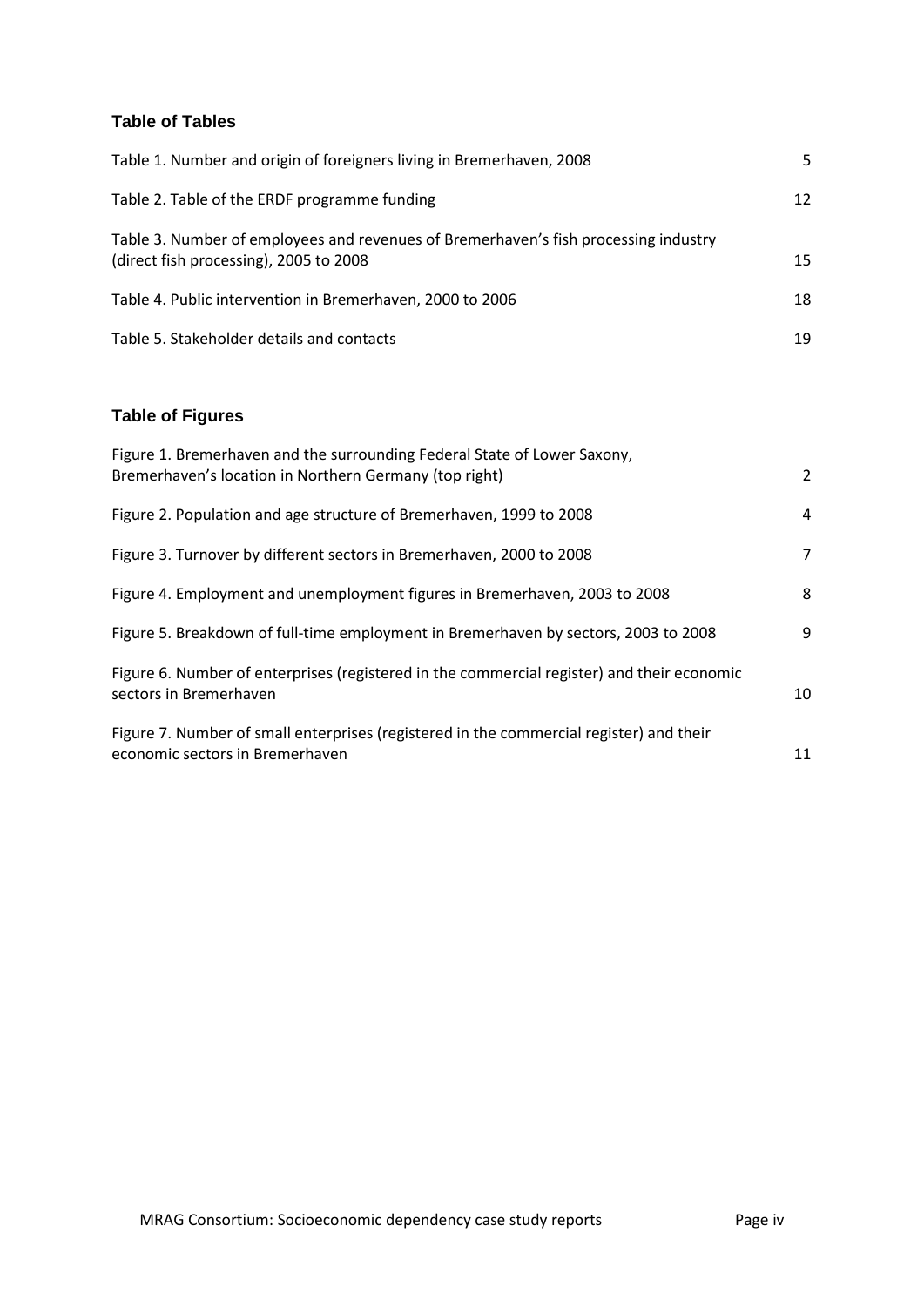## Table of Tables

| | |
|---|---|
| Table 1. Number and origin of foreigners living in Bremerhaven, 2008 | 5 |
| Table 2. Table of the ERDF programme funding | 12 |
| Table 3. Number of employees and revenues of Bremerhaven's fish processing industry (direct fish processing), 2005 to 2008 | 15 |
| Table 4. Public intervention in Bremerhaven, 2000 to 2006 | 18 |
| Table 5. Stakeholder details and contacts | 19 |

## Table of Figures

| | |
|---|---|
| Figure 1. Bremerhaven and the surrounding Federal State of Lower Saxony, Bremerhaven's location in Northern Germany (top right) | 2 |
| Figure 2. Population and age structure of Bremerhaven, 1999 to 2008 | 4 |
| Figure 3. Turnover by different sectors in Bremerhaven, 2000 to 2008 | 7 |
| Figure 4. Employment and unemployment figures in Bremerhaven, 2003 to 2008 | 8 |
| Figure 5. Breakdown of full-time employment in Bremerhaven by sectors, 2003 to 2008 | 9 |
| Figure 6. Number of enterprises (registered in the commercial register) and their economic sectors in Bremerhaven | 10 |
| Figure 7. Number of small enterprises (registered in the commercial register) and their economic sectors in Bremerhaven | 11 |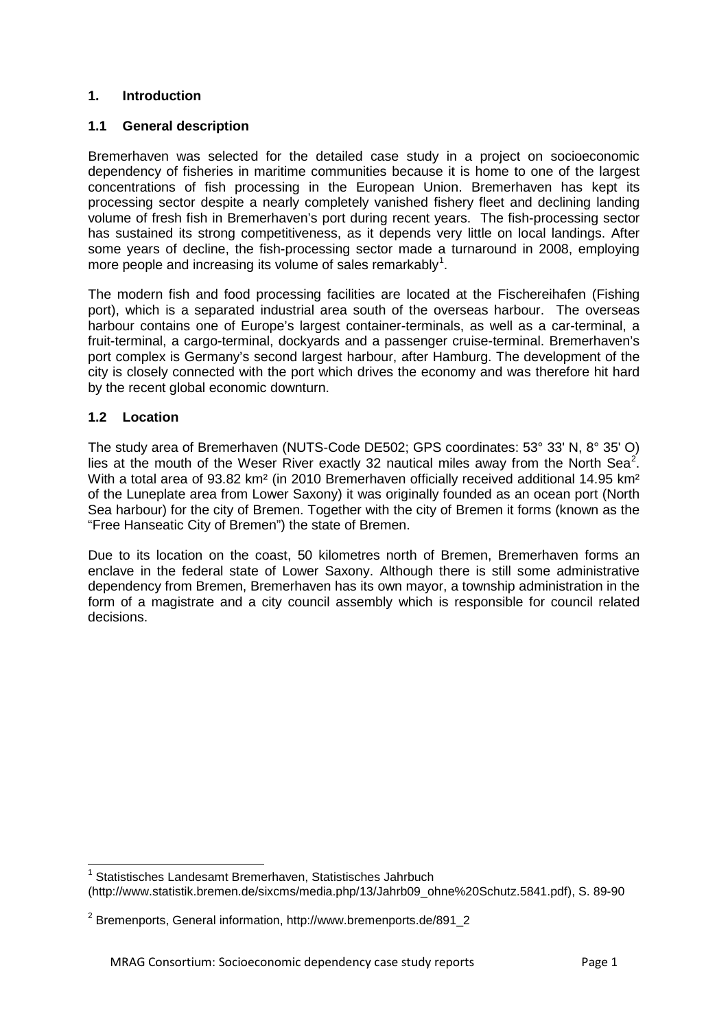## 1. Introduction

### 1.1 General description

Bremerhaven was selected for the detailed case study in a project on socioeconomic dependency of fisheries in maritime communities because it is home to one of the largest concentrations of fish processing in the European Union. Bremerhaven has kept its processing sector despite a nearly completely vanished fishery fleet and declining landing volume of fresh fish in Bremerhaven's port during recent years. The fish-processing sector has sustained its strong competitiveness, as it depends very little on local landings. After some years of decline, the fish-processing sector made a turnaround in 2008, employing more people and increasing its volume of sales remarkably[1].

The modern fish and food processing facilities are located at the Fischereihafen (Fishing port), which is a separated industrial area south of the overseas harbour. The overseas harbour contains one of Europe's largest container-terminals, as well as a car-terminal, a fruit-terminal, a cargo-terminal, dockyards and a passenger cruise-terminal. Bremerhaven's port complex is Germany's second largest harbour, after Hamburg. The development of the city is closely connected with the port which drives the economy and was therefore hit hard by the recent global economic downturn.

### 1.2 Location

The study area of Bremerhaven (NUTS-Code DE502; GPS coordinates: 53° 33' N, 8° 35' O) lies at the mouth of the Weser River exactly 32 nautical miles away from the North Sea[2]. With a total area of 93.82 km² (in 2010 Bremerhaven officially received additional 14.95 km² of the Luneplate area from Lower Saxony) it was originally founded as an ocean port (North Sea harbour) for the city of Bremen. Together with the city of Bremen it forms (known as the "Free Hanseatic City of Bremen") the state of Bremen.

Due to its location on the coast, 50 kilometres north of Bremen, Bremerhaven forms an enclave in the federal state of Lower Saxony. Although there is still some administrative dependency from Bremen, Bremerhaven has its own mayor, a township administration in the form of a magistrate and a city council assembly which is responsible for council related decisions.

---

[1] Statistisches Landesamt Bremerhaven, Statistisches Jahrbuch (http://www.statistik.bremen.de/sixcms/media.php/13/Jahrb09_ohne%20Schutz.5841.pdf), S. 89-90

[2] Bremenports, General information, http://www.bremenports.de/891_2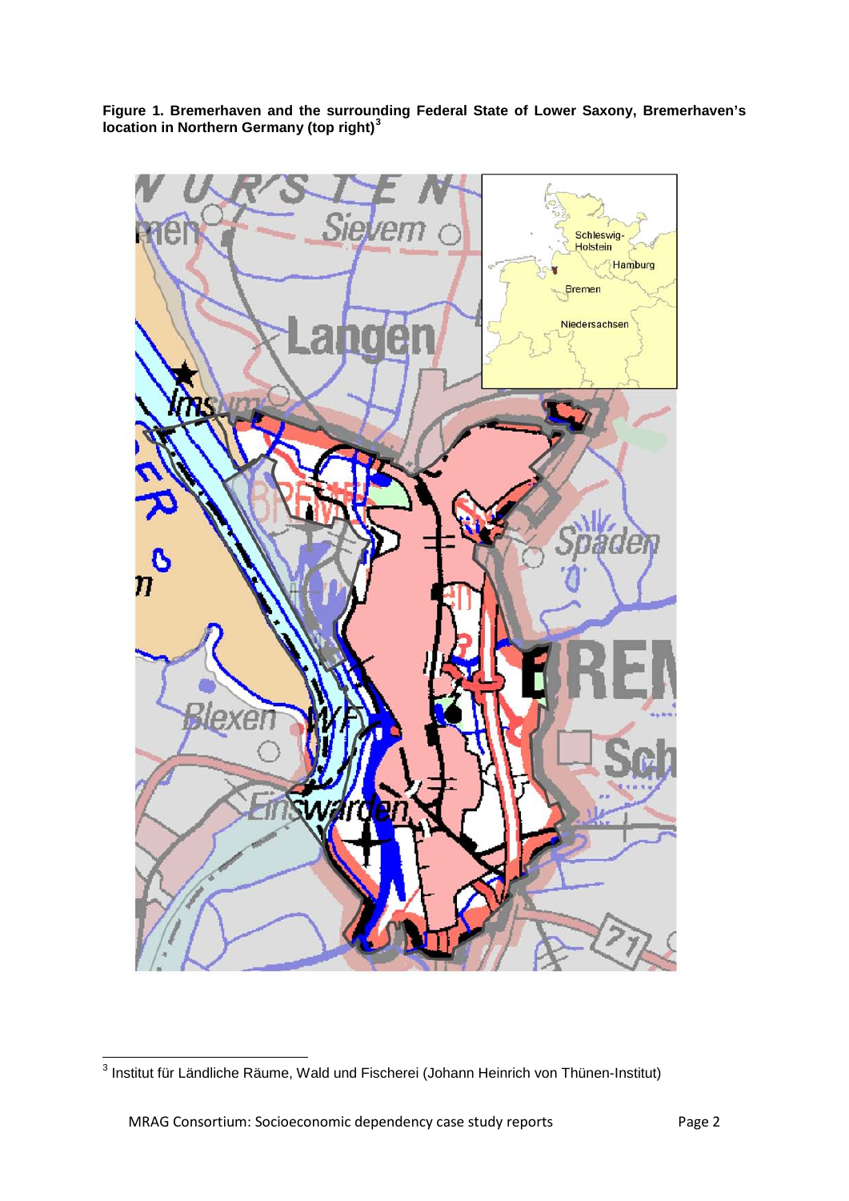**Figure 1. Bremerhaven and the surrounding Federal State of Lower Saxony, Bremerhaven's location in Northern Germany (top right)[3]**

[3] Institut für Ländliche Räume, Wald und Fischerei (Johann Heinrich von Thünen-Institut)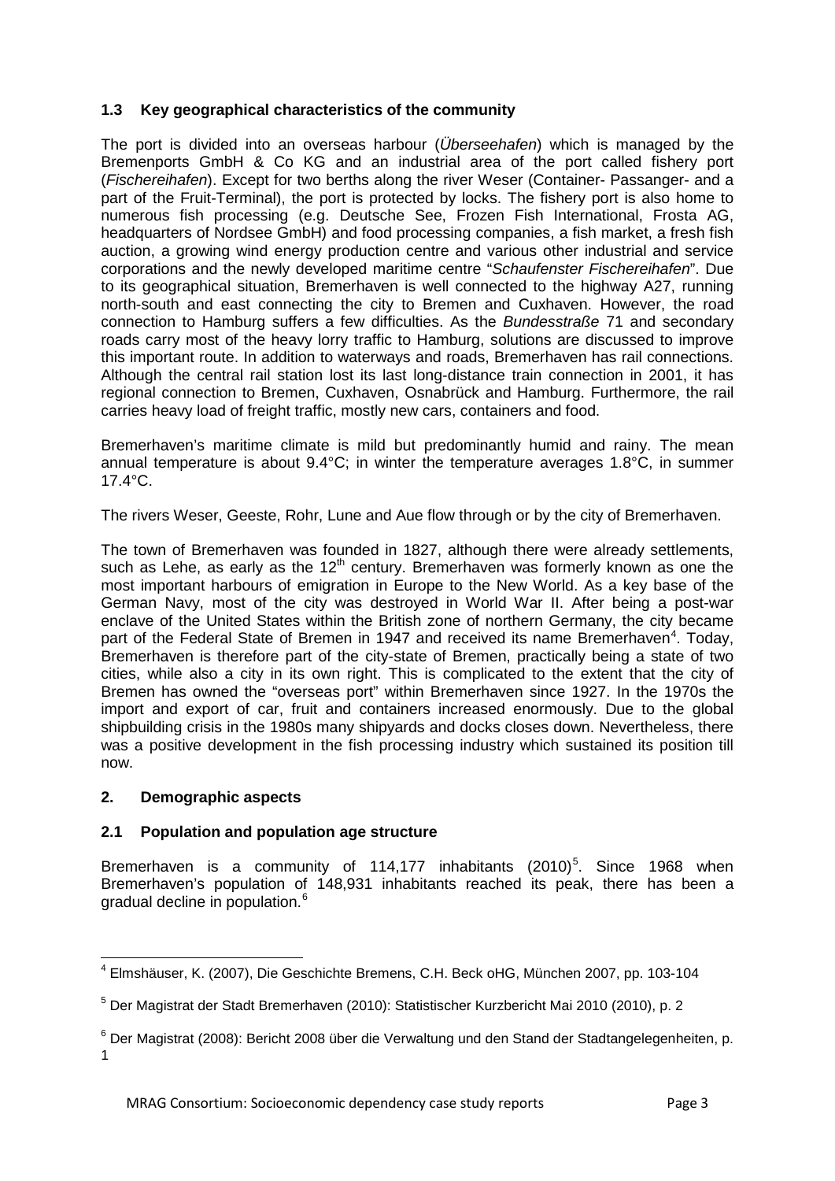### 1.3 Key geographical characteristics of the community

The port is divided into an overseas harbour (*Überseehafen*) which is managed by the Bremenports GmbH & Co KG and an industrial area of the port called fishery port (*Fischereihafen*). Except for two berths along the river Weser (Container- Passanger- and a part of the Fruit-Terminal), the port is protected by locks. The fishery port is also home to numerous fish processing (e.g. Deutsche See, Frozen Fish International, Frosta AG, headquarters of Nordsee GmbH) and food processing companies, a fish market, a fresh fish auction, a growing wind energy production centre and various other industrial and service corporations and the newly developed maritime centre "*Schaufenster Fischereihafen*". Due to its geographical situation, Bremerhaven is well connected to the highway A27, running north-south and east connecting the city to Bremen and Cuxhaven. However, the road connection to Hamburg suffers a few difficulties. As the *Bundesstraße* 71 and secondary roads carry most of the heavy lorry traffic to Hamburg, solutions are discussed to improve this important route. In addition to waterways and roads, Bremerhaven has rail connections. Although the central rail station lost its last long-distance train connection in 2001, it has regional connection to Bremen, Cuxhaven, Osnabrück and Hamburg. Furthermore, the rail carries heavy load of freight traffic, mostly new cars, containers and food.

Bremerhaven's maritime climate is mild but predominantly humid and rainy. The mean annual temperature is about 9.4°C; in winter the temperature averages 1.8°C, in summer 17.4°C.

The rivers Weser, Geeste, Rohr, Lune and Aue flow through or by the city of Bremerhaven.

The town of Bremerhaven was founded in 1827, although there were already settlements, such as Lehe, as early as the 12th century. Bremerhaven was formerly known as one the most important harbours of emigration in Europe to the New World. As a key base of the German Navy, most of the city was destroyed in World War II. After being a post-war enclave of the United States within the British zone of northern Germany, the city became part of the Federal State of Bremen in 1947 and received its name Bremerhaven[4]. Today, Bremerhaven is therefore part of the city-state of Bremen, practically being a state of two cities, while also a city in its own right. This is complicated to the extent that the city of Bremen has owned the "overseas port" within Bremerhaven since 1927. In the 1970s the import and export of car, fruit and containers increased enormously. Due to the global shipbuilding crisis in the 1980s many shipyards and docks closes down. Nevertheless, there was a positive development in the fish processing industry which sustained its position till now.

## 2. Demographic aspects

### 2.1 Population and population age structure

Bremerhaven is a community of 114,177 inhabitants (2010)[5]. Since 1968 when Bremerhaven's population of 148,931 inhabitants reached its peak, there has been a gradual decline in population.[6]

---

[4] Elmshäuser, K. (2007), Die Geschichte Bremens, C.H. Beck oHG, München 2007, pp. 103-104

[5] Der Magistrat der Stadt Bremerhaven (2010): Statistischer Kurzbericht Mai 2010 (2010), p. 2

[6] Der Magistrat (2008): Bericht 2008 über die Verwaltung und den Stand der Stadtangelegenheiten, p. 1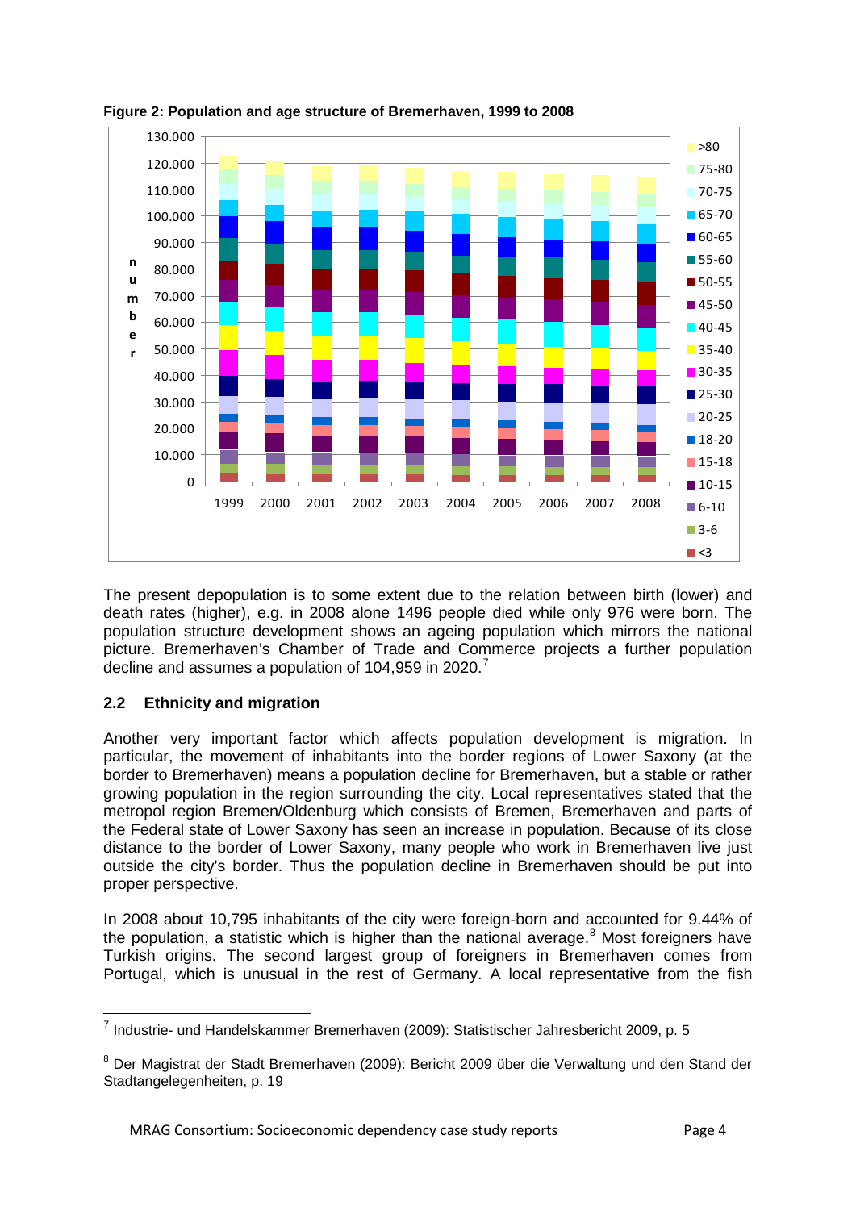**Figure 2: Population and age structure of Bremerhaven, 1999 to 2008**

The present depopulation is to some extent due to the relation between birth (lower) and death rates (higher), e.g. in 2008 alone 1496 people died while only 976 were born. The population structure development shows an ageing population which mirrors the national picture. Bremerhaven's Chamber of Trade and Commerce projects a further population decline and assumes a population of 104,959 in 2020.[7]

## 2.2 Ethnicity and migration

Another very important factor which affects population development is migration. In particular, the movement of inhabitants into the border regions of Lower Saxony (at the border to Bremerhaven) means a population decline for Bremerhaven, but a stable or rather growing population in the region surrounding the city. Local representatives stated that the metropol region Bremen/Oldenburg which consists of Bremen, Bremerhaven and parts of the Federal state of Lower Saxony has seen an increase in population. Because of its close distance to the border of Lower Saxony, many people who work in Bremerhaven live just outside the city's border. Thus the population decline in Bremerhaven should be put into proper perspective.

In 2008 about 10,795 inhabitants of the city were foreign-born and accounted for 9.44% of the population, a statistic which is higher than the national average.[8] Most foreigners have Turkish origins. The second largest group of foreigners in Bremerhaven comes from Portugal, which is unusual in the rest of Germany. A local representative from the fish

---

[7] Industrie- und Handelskammer Bremerhaven (2009): Statistischer Jahresbericht 2009, p. 5

[8] Der Magistrat der Stadt Bremerhaven (2009): Bericht 2009 über die Verwaltung und den Stand der Stadtangelegenheiten, p. 19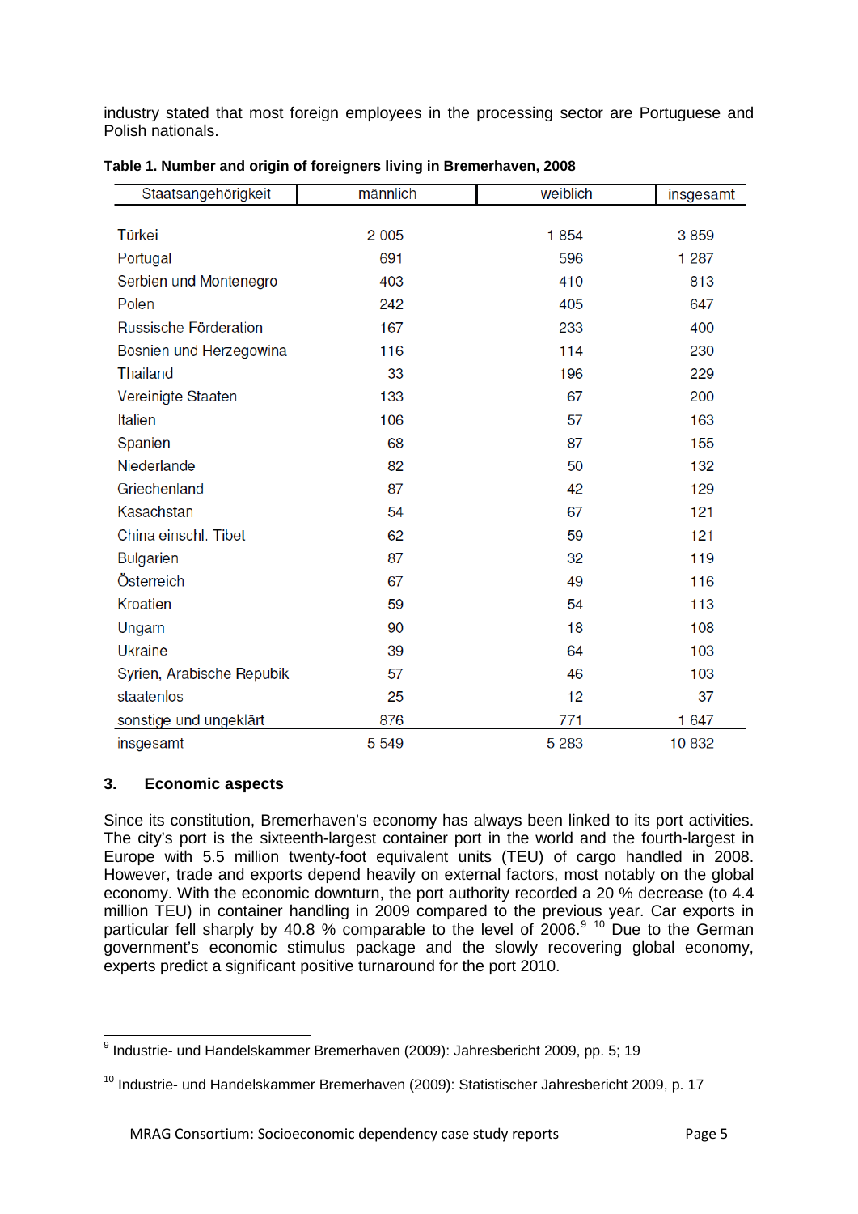industry stated that most foreign employees in the processing sector are Portuguese and Polish nationals.

**Table 1. Number and origin of foreigners living in Bremerhaven, 2008**

| Staatsangehörigkeit | männlich | weiblich | insgesamt |
|---|---|---|---|
| Türkei | 2 005 | 1 854 | 3 859 |
| Portugal | 691 | 596 | 1 287 |
| Serbien und Montenegro | 403 | 410 | 813 |
| Polen | 242 | 405 | 647 |
| Russische Förderation | 167 | 233 | 400 |
| Bosnien und Herzegowina | 116 | 114 | 230 |
| Thailand | 33 | 196 | 229 |
| Vereinigte Staaten | 133 | 67 | 200 |
| Italien | 106 | 57 | 163 |
| Spanien | 68 | 87 | 155 |
| Niederlande | 82 | 50 | 132 |
| Griechenland | 87 | 42 | 129 |
| Kasachstan | 54 | 67 | 121 |
| China einschl. Tibet | 62 | 59 | 121 |
| Bulgarien | 87 | 32 | 119 |
| Österreich | 67 | 49 | 116 |
| Kroatien | 59 | 54 | 113 |
| Ungarn | 90 | 18 | 108 |
| Ukraine | 39 | 64 | 103 |
| Syrien, Arabische Republik | 57 | 46 | 103 |
| staatenlos | 25 | 12 | 37 |
| sonstige und ungeklärt | 876 | 771 | 1 647 |
| insgesamt | 5 549 | 5 283 | 10 832 |

## 3. Economic aspects

Since its constitution, Bremerhaven's economy has always been linked to its port activities. The city's port is the sixteenth-largest container port in the world and the fourth-largest in Europe with 5.5 million twenty-foot equivalent units (TEU) of cargo handled in 2008. However, trade and exports depend heavily on external factors, most notably on the global economy. With the economic downturn, the port authority recorded a 20 % decrease (to 4.4 million TEU) in container handling in 2009 compared to the previous year. Car exports in particular fell sharply by 40.8 % comparable to the level of 2006.[9] [10] Due to the German government's economic stimulus package and the slowly recovering global economy, experts predict a significant positive turnaround for the port 2010.

[9] Industrie- und Handelskammer Bremerhaven (2009): Jahresbericht 2009, pp. 5; 19

[10] Industrie- und Handelskammer Bremerhaven (2009): Statistischer Jahresbericht 2009, p. 17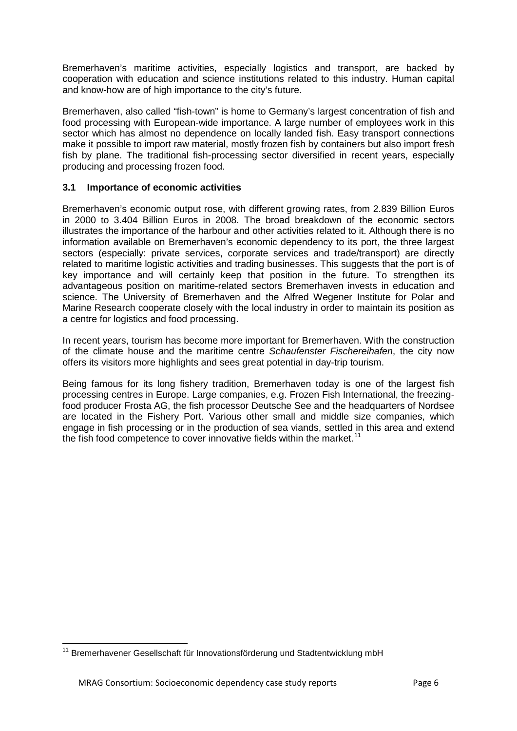Bremerhaven's maritime activities, especially logistics and transport, are backed by cooperation with education and science institutions related to this industry. Human capital and know-how are of high importance to the city's future.

Bremerhaven, also called "fish-town" is home to Germany's largest concentration of fish and food processing with European-wide importance. A large number of employees work in this sector which has almost no dependence on locally landed fish. Easy transport connections make it possible to import raw material, mostly frozen fish by containers but also import fresh fish by plane. The traditional fish-processing sector diversified in recent years, especially producing and processing frozen food.

### 3.1 Importance of economic activities

Bremerhaven's economic output rose, with different growing rates, from 2.839 Billion Euros in 2000 to 3.404 Billion Euros in 2008. The broad breakdown of the economic sectors illustrates the importance of the harbour and other activities related to it. Although there is no information available on Bremerhaven's economic dependency to its port, the three largest sectors (especially: private services, corporate services and trade/transport) are directly related to maritime logistic activities and trading businesses. This suggests that the port is of key importance and will certainly keep that position in the future. To strengthen its advantageous position on maritime-related sectors Bremerhaven invests in education and science. The University of Bremerhaven and the Alfred Wegener Institute for Polar and Marine Research cooperate closely with the local industry in order to maintain its position as a centre for logistics and food processing.

In recent years, tourism has become more important for Bremerhaven. With the construction of the climate house and the maritime centre *Schaufenster Fischereihafen*, the city now offers its visitors more highlights and sees great potential in day-trip tourism.

Being famous for its long fishery tradition, Bremerhaven today is one of the largest fish processing centres in Europe. Large companies, e.g. Frozen Fish International, the freezing-food producer Frosta AG, the fish processor Deutsche See and the headquarters of Nordsee are located in the Fishery Port. Various other small and middle size companies, which engage in fish processing or in the production of sea viands, settled in this area and extend the fish food competence to cover innovative fields within the market.[11]

[11] Bremerhavener Gesellschaft für Innovationsförderung und Stadtentwicklung mbH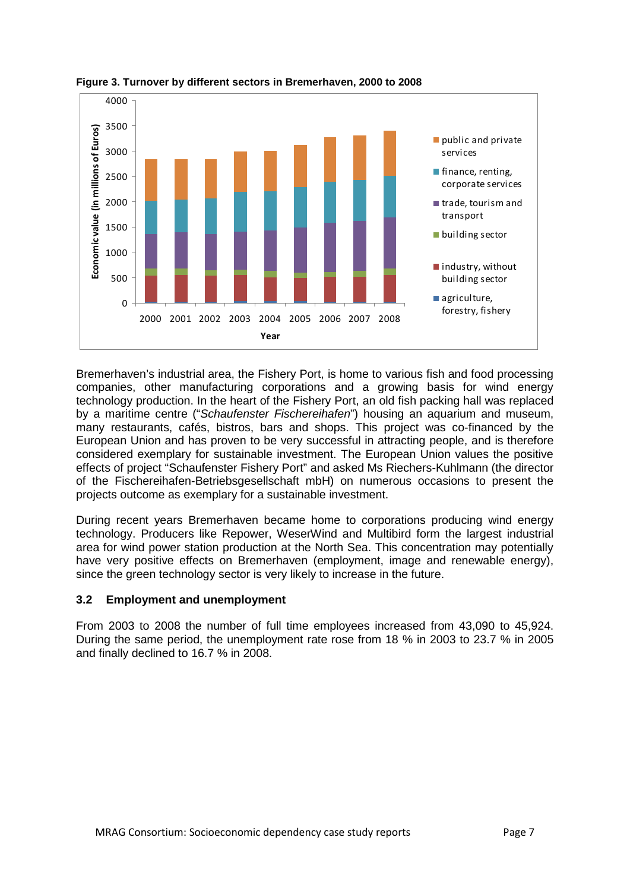**Figure 3. Turnover by different sectors in Bremerhaven, 2000 to 2008**

Bremerhaven's industrial area, the Fishery Port, is home to various fish and food processing companies, other manufacturing corporations and a growing basis for wind energy technology production. In the heart of the Fishery Port, an old fish packing hall was replaced by a maritime centre ("*Schaufenster Fischereihafen*") housing an aquarium and museum, many restaurants, cafés, bistros, bars and shops. This project was co-financed by the European Union and has proven to be very successful in attracting people, and is therefore considered exemplary for sustainable investment. The European Union values the positive effects of project "Schaufenster Fishery Port" and asked Ms Riechers-Kuhlmann (the director of the Fischereihafen-Betriebsgesellschaft mbH) on numerous occasions to present the projects outcome as exemplary for a sustainable investment.

During recent years Bremerhaven became home to corporations producing wind energy technology. Producers like Repower, WeserWind and Multibird form the largest industrial area for wind power station production at the North Sea. This concentration may potentially have very positive effects on Bremerhaven (employment, image and renewable energy), since the green technology sector is very likely to increase in the future.

### 3.2 Employment and unemployment

From 2003 to 2008 the number of full time employees increased from 43,090 to 45,924. During the same period, the unemployment rate rose from 18 % in 2003 to 23.7 % in 2005 and finally declined to 16.7 % in 2008.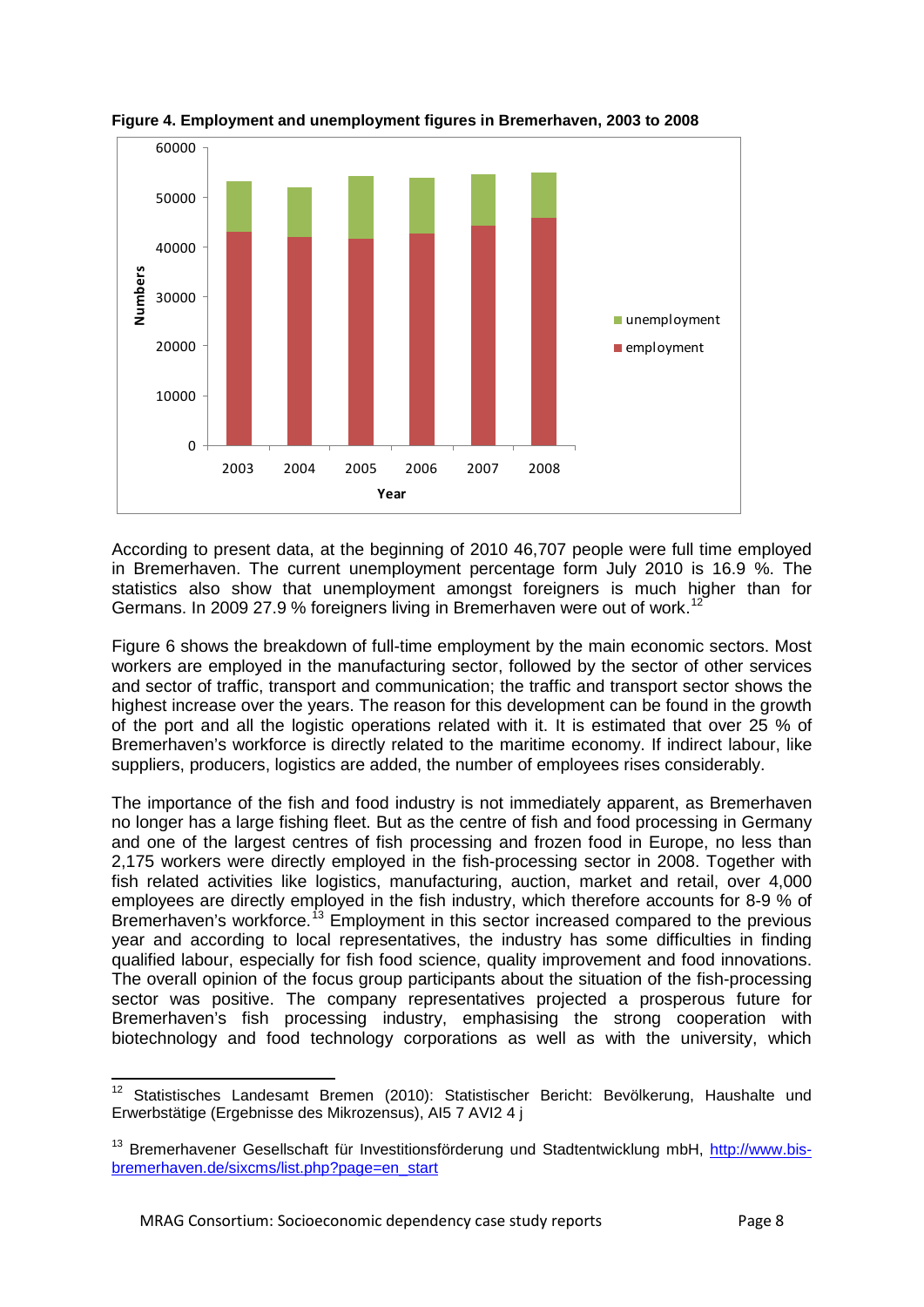**Figure 4. Employment and unemployment figures in Bremerhaven, 2003 to 2008**

According to present data, at the beginning of 2010 46,707 people were full time employed in Bremerhaven. The current unemployment percentage form July 2010 is 16.9 %. The statistics also show that unemployment amongst foreigners is much higher than for Germans. In 2009 27.9 % foreigners living in Bremerhaven were out of work.[12]

Figure 6 shows the breakdown of full-time employment by the main economic sectors. Most workers are employed in the manufacturing sector, followed by the sector of other services and sector of traffic, transport and communication; the traffic and transport sector shows the highest increase over the years. The reason for this development can be found in the growth of the port and all the logistic operations related with it. It is estimated that over 25 % of Bremerhaven's workforce is directly related to the maritime economy. If indirect labour, like suppliers, producers, logistics are added, the number of employees rises considerably.

The importance of the fish and food industry is not immediately apparent, as Bremerhaven no longer has a large fishing fleet. But as the centre of fish and food processing in Germany and one of the largest centres of fish processing and frozen food in Europe, no less than 2,175 workers were directly employed in the fish-processing sector in 2008. Together with fish related activities like logistics, manufacturing, auction, market and retail, over 4,000 employees are directly employed in the fish industry, which therefore accounts for 8-9 % of Bremerhaven's workforce.[13] Employment in this sector increased compared to the previous year and according to local representatives, the industry has some difficulties in finding qualified labour, especially for fish food science, quality improvement and food innovations. The overall opinion of the focus group participants about the situation of the fish-processing sector was positive. The company representatives projected a prosperous future for Bremerhaven's fish processing industry, emphasising the strong cooperation with biotechnology and food technology corporations as well as with the university, which

---

[12] Statistisches Landesamt Bremen (2010): Statistischer Bericht: Bevölkerung, Haushalte und Erwerbstätige (Ergebnisse des Mikrozensus), AI5 7 AVI2 4 j

[13] Bremerhavener Gesellschaft für Investitionsförderung und Stadtentwicklung mbH, http://www.bis-bremerhaven.de/sixcms/list.php?page=en_start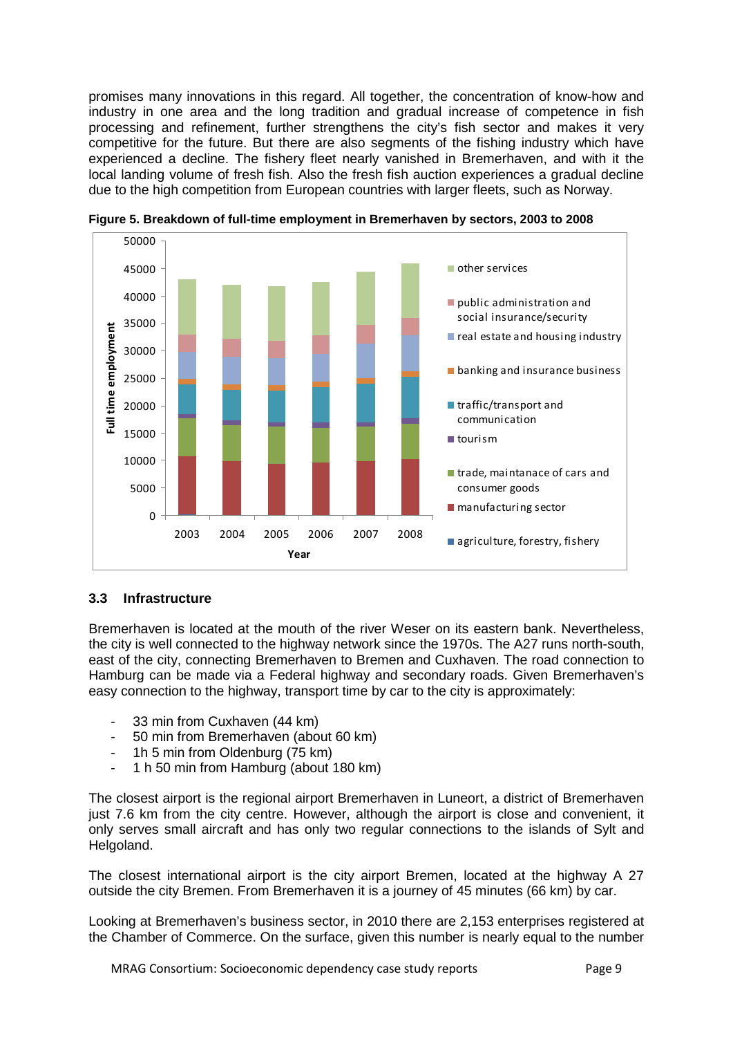promises many innovations in this regard. All together, the concentration of know-how and industry in one area and the long tradition and gradual increase of competence in fish processing and refinement, further strengthens the city's fish sector and makes it very competitive for the future. But there are also segments of the fishing industry which have experienced a decline. The fishery fleet nearly vanished in Bremerhaven, and with it the local landing volume of fresh fish. Also the fresh fish auction experiences a gradual decline due to the high competition from European countries with larger fleets, such as Norway.

**Figure 5. Breakdown of full-time employment in Bremerhaven by sectors, 2003 to 2008**

### 3.3 Infrastructure

Bremerhaven is located at the mouth of the river Weser on its eastern bank. Nevertheless, the city is well connected to the highway network since the 1970s. The A27 runs north-south, east of the city, connecting Bremerhaven to Bremen and Cuxhaven. The road connection to Hamburg can be made via a Federal highway and secondary roads. Given Bremerhaven's easy connection to the highway, transport time by car to the city is approximately:

- 33 min from Cuxhaven (44 km)
- 50 min from Bremerhaven (about 60 km)
- 1h 5 min from Oldenburg (75 km)
- 1 h 50 min from Hamburg (about 180 km)

The closest airport is the regional airport Bremerhaven in Luneort, a district of Bremerhaven just 7.6 km from the city centre. However, although the airport is close and convenient, it only serves small aircraft and has only two regular connections to the islands of Sylt and Helgoland.

The closest international airport is the city airport Bremen, located at the highway A 27 outside the city Bremen. From Bremerhaven it is a journey of 45 minutes (66 km) by car.

Looking at Bremerhaven's business sector, in 2010 there are 2,153 enterprises registered at the Chamber of Commerce. On the surface, given this number is nearly equal to the number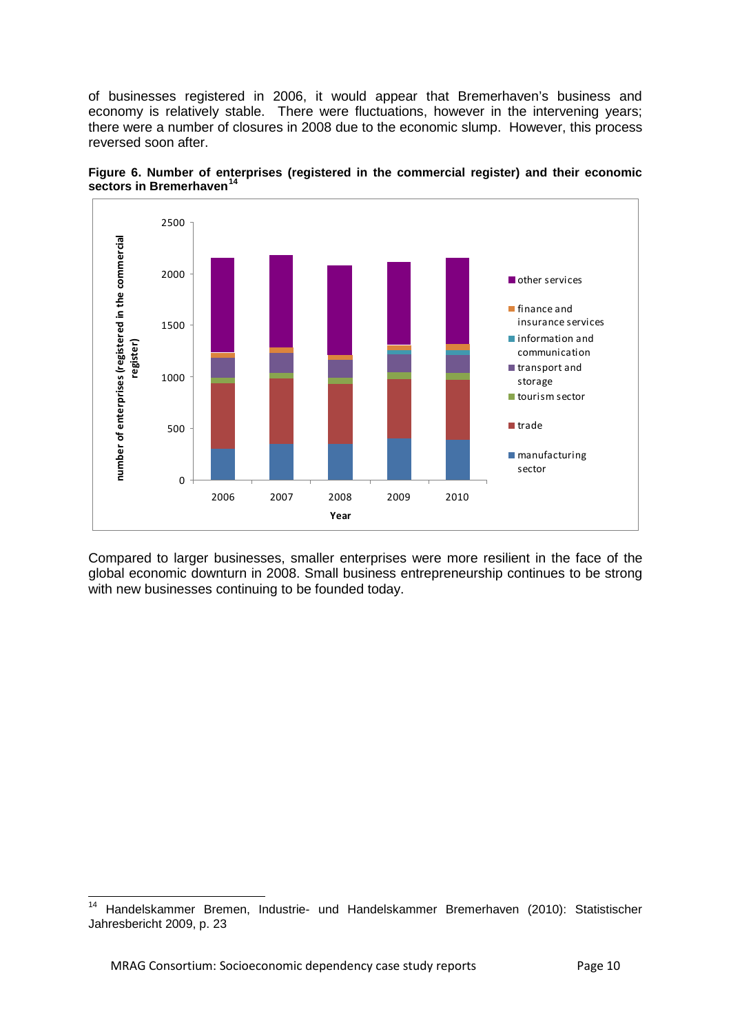of businesses registered in 2006, it would appear that Bremerhaven's business and economy is relatively stable. There were fluctuations, however in the intervening years; there were a number of closures in 2008 due to the economic slump. However, this process reversed soon after.

**Figure 6. Number of enterprises (registered in the commercial register) and their economic sectors in Bremerhaven**[14]

Compared to larger businesses, smaller enterprises were more resilient in the face of the global economic downturn in 2008. Small business entrepreneurship continues to be strong with new businesses continuing to be founded today.

---

[14] Handelskammer Bremen, Industrie- und Handelskammer Bremerhaven (2010): Statistischer Jahresbericht 2009, p. 23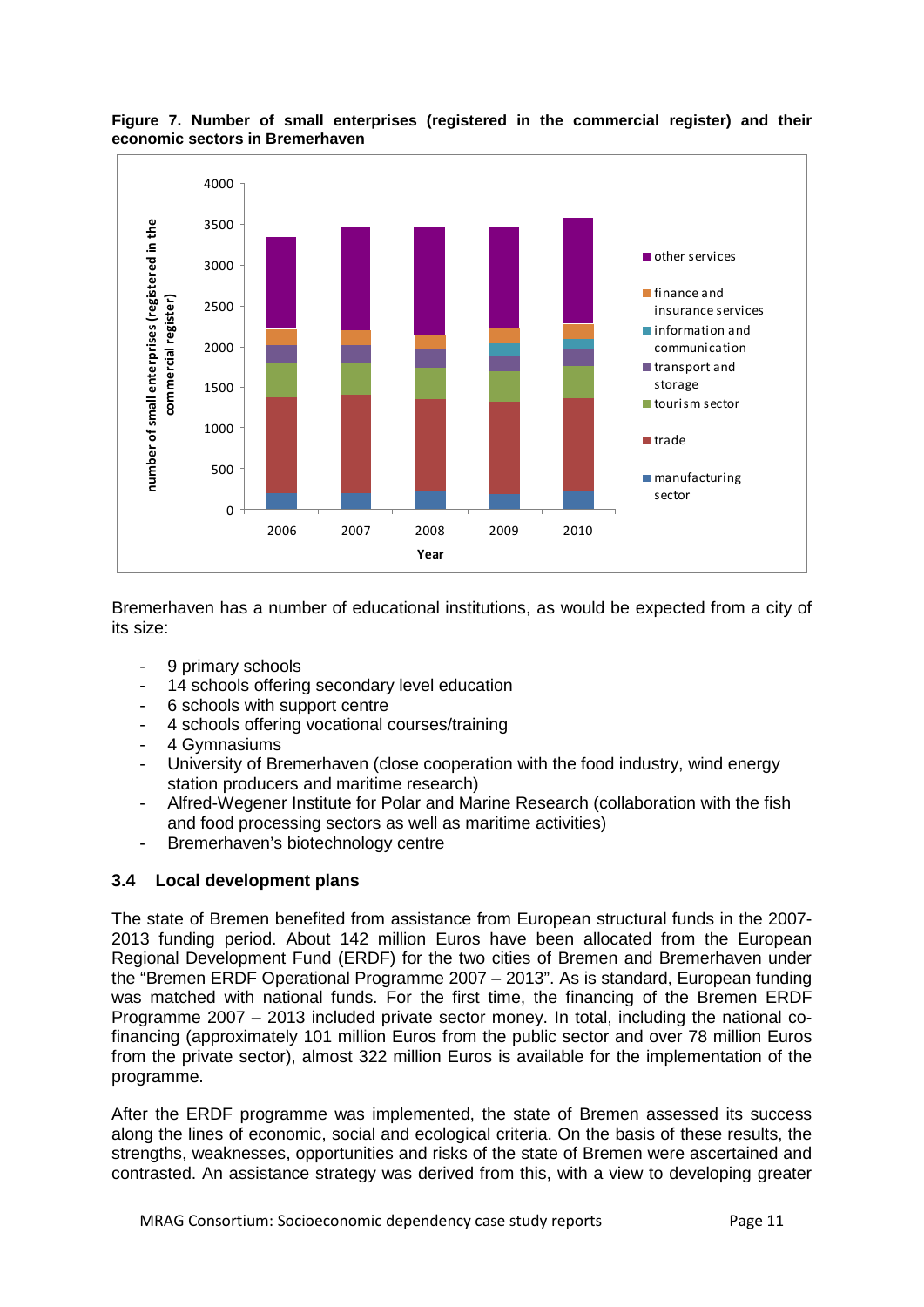**Figure 7. Number of small enterprises (registered in the commercial register) and their economic sectors in Bremerhaven**

Bremerhaven has a number of educational institutions, as would be expected from a city of its size:

- 9 primary schools
- 14 schools offering secondary level education
- 6 schools with support centre
- 4 schools offering vocational courses/training
- 4 Gymnasiums
- University of Bremerhaven (close cooperation with the food industry, wind energy station producers and maritime research)
- Alfred-Wegener Institute for Polar and Marine Research (collaboration with the fish and food processing sectors as well as maritime activities)
- Bremerhaven's biotechnology centre

### 3.4 Local development plans

The state of Bremen benefited from assistance from European structural funds in the 2007-2013 funding period. About 142 million Euros have been allocated from the European Regional Development Fund (ERDF) for the two cities of Bremen and Bremerhaven under the "Bremen ERDF Operational Programme 2007 – 2013". As is standard, European funding was matched with national funds. For the first time, the financing of the Bremen ERDF Programme 2007 – 2013 included private sector money. In total, including the national co-financing (approximately 101 million Euros from the public sector and over 78 million Euros from the private sector), almost 322 million Euros is available for the implementation of the programme.

After the ERDF programme was implemented, the state of Bremen assessed its success along the lines of economic, social and ecological criteria. On the basis of these results, the strengths, weaknesses, opportunities and risks of the state of Bremen were ascertained and contrasted. An assistance strategy was derived from this, with a view to developing greater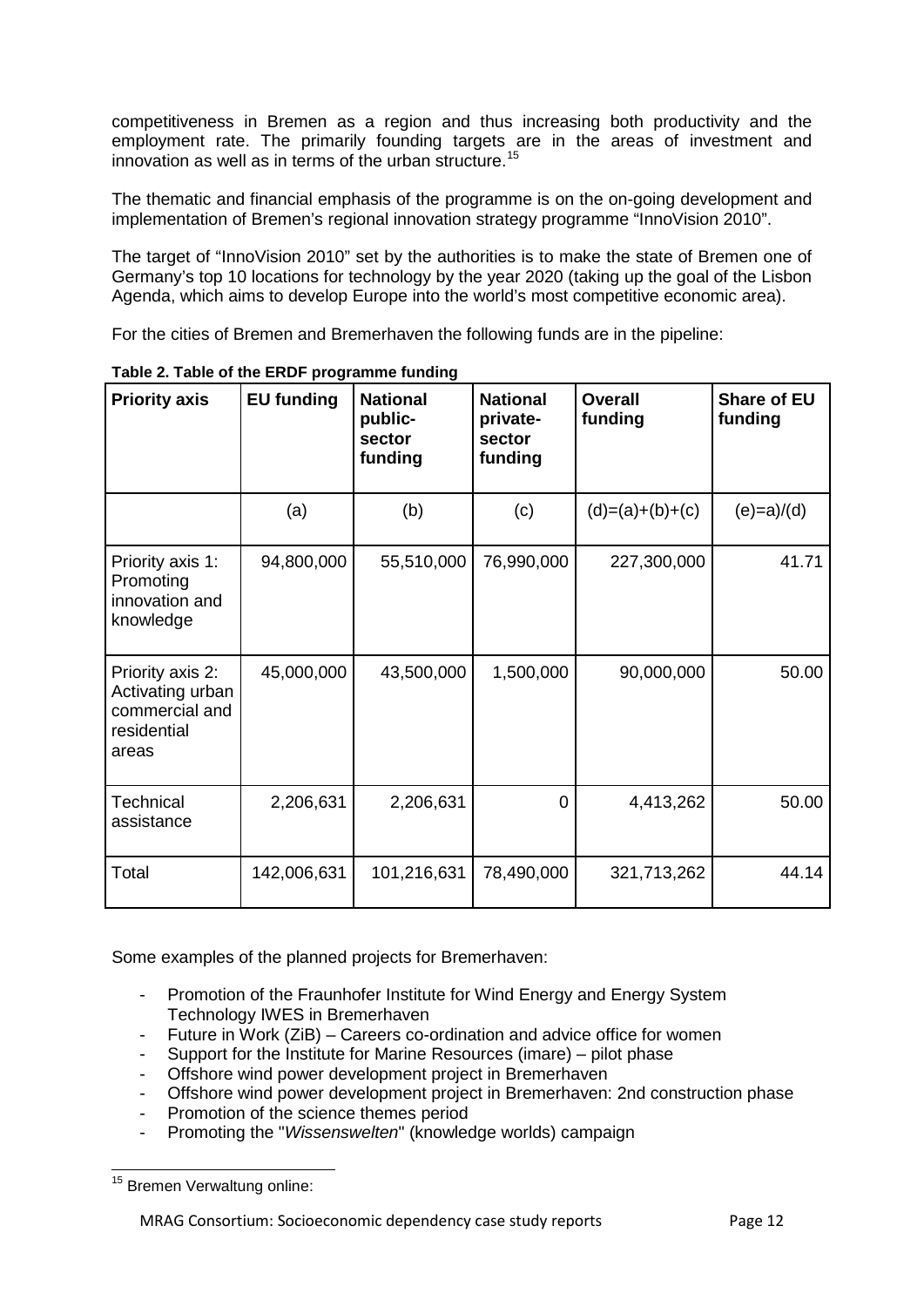competitiveness in Bremen as a region and thus increasing both productivity and the employment rate. The primarily founding targets are in the areas of investment and innovation as well as in terms of the urban structure.[15]

The thematic and financial emphasis of the programme is on the on-going development and implementation of Bremen's regional innovation strategy programme "InnoVision 2010".

The target of "InnoVision 2010" set by the authorities is to make the state of Bremen one of Germany's top 10 locations for technology by the year 2020 (taking up the goal of the Lisbon Agenda, which aims to develop Europe into the world's most competitive economic area).

For the cities of Bremen and Bremerhaven the following funds are in the pipeline:

**Table 2. Table of the ERDF programme funding**

| Priority axis | EU funding | National public-sector funding | National private-sector funding | Overall funding | Share of EU funding |
|---|---|---|---|---|---|
| | (a) | (b) | (c) | (d)=(a)+(b)+(c) | (e)=a)/(d) |
| Priority axis 1: Promoting innovation and knowledge | 94,800,000 | 55,510,000 | 76,990,000 | 227,300,000 | 41.71 |
| Priority axis 2: Activating urban commercial and residential areas | 45,000,000 | 43,500,000 | 1,500,000 | 90,000,000 | 50.00 |
| Technical assistance | 2,206,631 | 2,206,631 | 0 | 4,413,262 | 50.00 |
| Total | 142,006,631 | 101,216,631 | 78,490,000 | 321,713,262 | 44.14 |

Some examples of the planned projects for Bremerhaven:

- Promotion of the Fraunhofer Institute for Wind Energy and Energy System Technology IWES in Bremerhaven
- Future in Work (ZiB) – Careers co-ordination and advice office for women
- Support for the Institute for Marine Resources (imare) – pilot phase
- Offshore wind power development project in Bremerhaven
- Offshore wind power development project in Bremerhaven: 2nd construction phase
- Promotion of the science themes period
- Promoting the "*Wissenswelten*" (knowledge worlds) campaign

[15] Bremen Verwaltung online: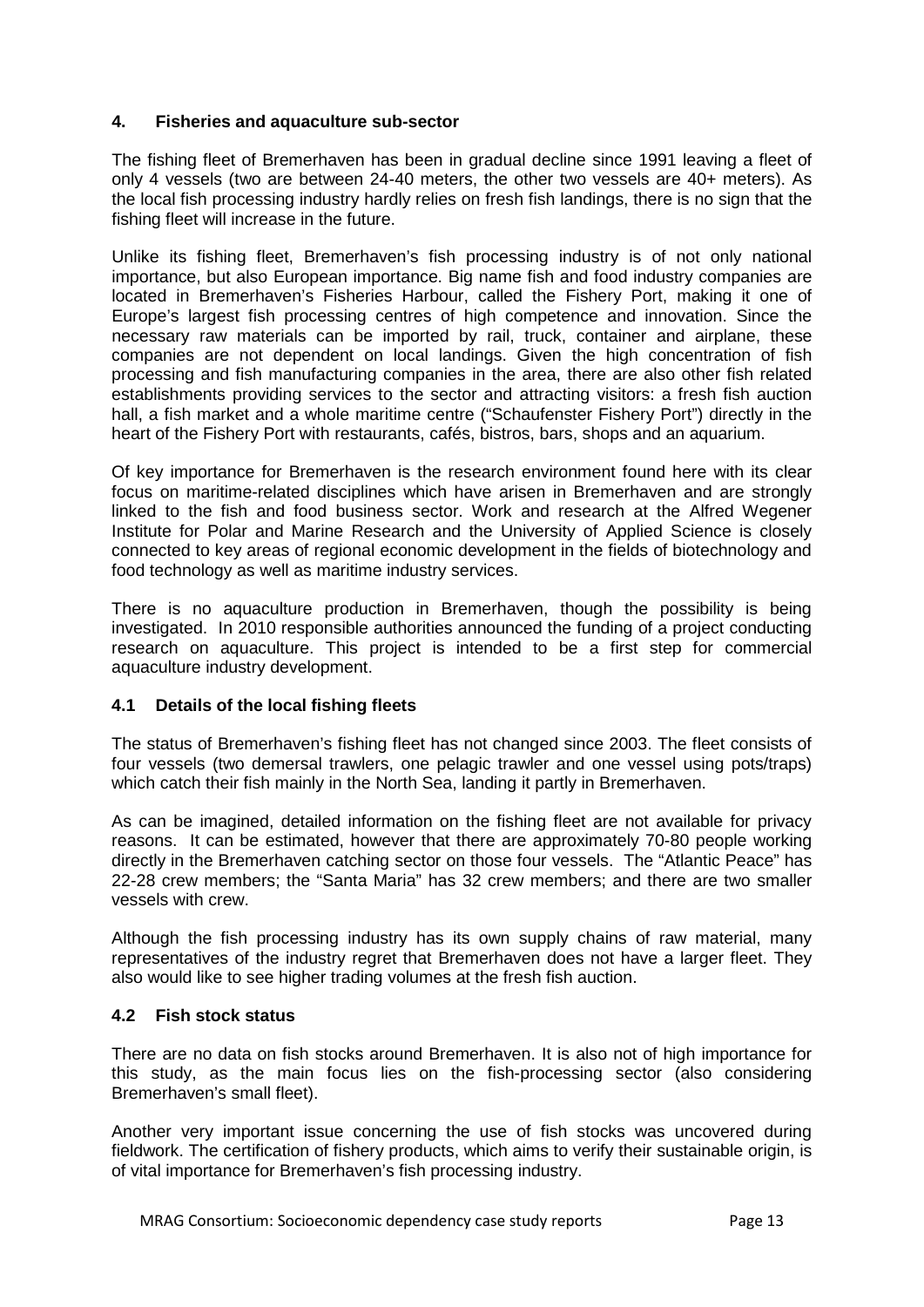## 4. Fisheries and aquaculture sub-sector

The fishing fleet of Bremerhaven has been in gradual decline since 1991 leaving a fleet of only 4 vessels (two are between 24-40 meters, the other two vessels are 40+ meters). As the local fish processing industry hardly relies on fresh fish landings, there is no sign that the fishing fleet will increase in the future.

Unlike its fishing fleet, Bremerhaven's fish processing industry is of not only national importance, but also European importance. Big name fish and food industry companies are located in Bremerhaven's Fisheries Harbour, called the Fishery Port, making it one of Europe's largest fish processing centres of high competence and innovation. Since the necessary raw materials can be imported by rail, truck, container and airplane, these companies are not dependent on local landings. Given the high concentration of fish processing and fish manufacturing companies in the area, there are also other fish related establishments providing services to the sector and attracting visitors: a fresh fish auction hall, a fish market and a whole maritime centre ("Schaufenster Fishery Port") directly in the heart of the Fishery Port with restaurants, cafés, bistros, bars, shops and an aquarium.

Of key importance for Bremerhaven is the research environment found here with its clear focus on maritime-related disciplines which have arisen in Bremerhaven and are strongly linked to the fish and food business sector. Work and research at the Alfred Wegener Institute for Polar and Marine Research and the University of Applied Science is closely connected to key areas of regional economic development in the fields of biotechnology and food technology as well as maritime industry services.

There is no aquaculture production in Bremerhaven, though the possibility is being investigated. In 2010 responsible authorities announced the funding of a project conducting research on aquaculture. This project is intended to be a first step for commercial aquaculture industry development.

### 4.1 Details of the local fishing fleets

The status of Bremerhaven's fishing fleet has not changed since 2003. The fleet consists of four vessels (two demersal trawlers, one pelagic trawler and one vessel using pots/traps) which catch their fish mainly in the North Sea, landing it partly in Bremerhaven.

As can be imagined, detailed information on the fishing fleet are not available for privacy reasons. It can be estimated, however that there are approximately 70-80 people working directly in the Bremerhaven catching sector on those four vessels. The "Atlantic Peace" has 22-28 crew members; the "Santa Maria" has 32 crew members; and there are two smaller vessels with crew.

Although the fish processing industry has its own supply chains of raw material, many representatives of the industry regret that Bremerhaven does not have a larger fleet. They also would like to see higher trading volumes at the fresh fish auction.

### 4.2 Fish stock status

There are no data on fish stocks around Bremerhaven. It is also not of high importance for this study, as the main focus lies on the fish-processing sector (also considering Bremerhaven's small fleet).

Another very important issue concerning the use of fish stocks was uncovered during fieldwork. The certification of fishery products, which aims to verify their sustainable origin, is of vital importance for Bremerhaven's fish processing industry.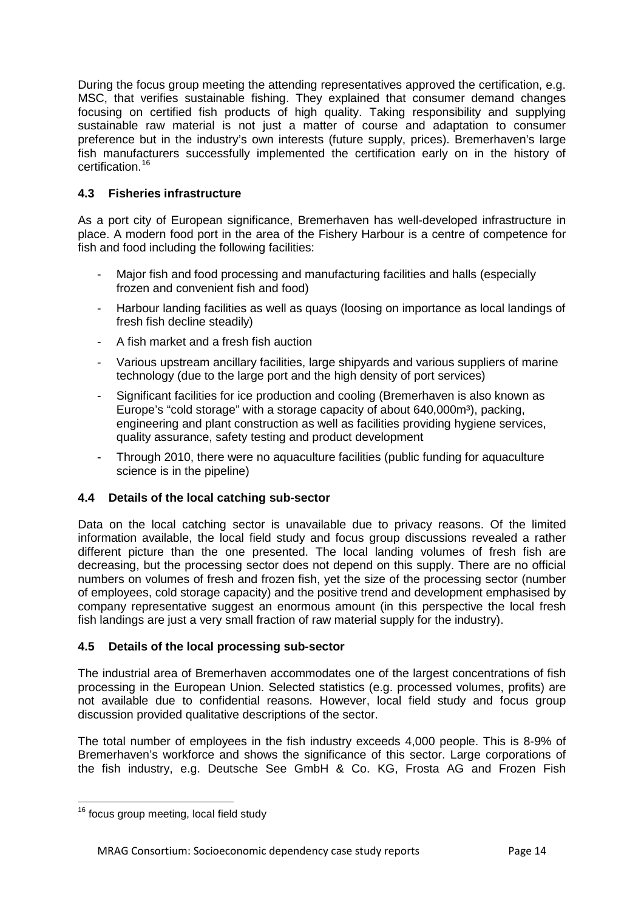During the focus group meeting the attending representatives approved the certification, e.g. MSC, that verifies sustainable fishing. They explained that consumer demand changes focusing on certified fish products of high quality. Taking responsibility and supplying sustainable raw material is not just a matter of course and adaptation to consumer preference but in the industry's own interests (future supply, prices). Bremerhaven's large fish manufacturers successfully implemented the certification early on in the history of certification.[16]

### 4.3 Fisheries infrastructure

As a port city of European significance, Bremerhaven has well-developed infrastructure in place. A modern food port in the area of the Fishery Harbour is a centre of competence for fish and food including the following facilities:

- Major fish and food processing and manufacturing facilities and halls (especially frozen and convenient fish and food)
- Harbour landing facilities as well as quays (loosing on importance as local landings of fresh fish decline steadily)
- A fish market and a fresh fish auction
- Various upstream ancillary facilities, large shipyards and various suppliers of marine technology (due to the large port and the high density of port services)
- Significant facilities for ice production and cooling (Bremerhaven is also known as Europe's "cold storage" with a storage capacity of about 640,000m³), packing, engineering and plant construction as well as facilities providing hygiene services, quality assurance, safety testing and product development
- Through 2010, there were no aquaculture facilities (public funding for aquaculture science is in the pipeline)

### 4.4 Details of the local catching sub-sector

Data on the local catching sector is unavailable due to privacy reasons. Of the limited information available, the local field study and focus group discussions revealed a rather different picture than the one presented. The local landing volumes of fresh fish are decreasing, but the processing sector does not depend on this supply. There are no official numbers on volumes of fresh and frozen fish, yet the size of the processing sector (number of employees, cold storage capacity) and the positive trend and development emphasised by company representative suggest an enormous amount (in this perspective the local fresh fish landings are just a very small fraction of raw material supply for the industry).

### 4.5 Details of the local processing sub-sector

The industrial area of Bremerhaven accommodates one of the largest concentrations of fish processing in the European Union. Selected statistics (e.g. processed volumes, profits) are not available due to confidential reasons. However, local field study and focus group discussion provided qualitative descriptions of the sector.

The total number of employees in the fish industry exceeds 4,000 people. This is 8-9% of Bremerhaven's workforce and shows the significance of this sector. Large corporations of the fish industry, e.g. Deutsche See GmbH & Co. KG, Frosta AG and Frozen Fish

[16] focus group meeting, local field study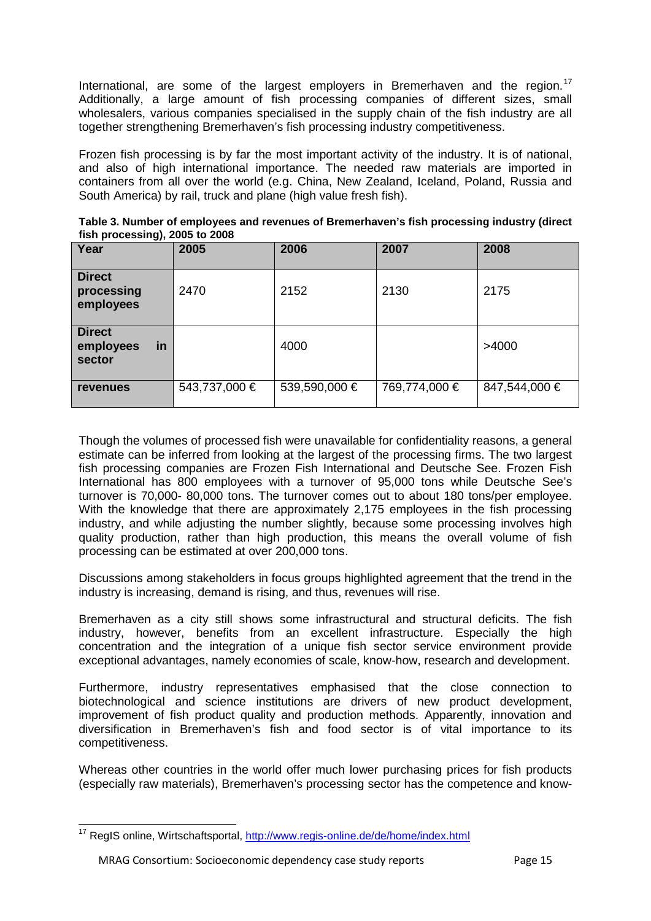International, are some of the largest employers in Bremerhaven and the region.[17] Additionally, a large amount of fish processing companies of different sizes, small wholesalers, various companies specialised in the supply chain of the fish industry are all together strengthening Bremerhaven's fish processing industry competitiveness.

Frozen fish processing is by far the most important activity of the industry. It is of national, and also of high international importance. The needed raw materials are imported in containers from all over the world (e.g. China, New Zealand, Iceland, Poland, Russia and South America) by rail, truck and plane (high value fresh fish).

**Table 3. Number of employees and revenues of Bremerhaven's fish processing industry (direct fish processing), 2005 to 2008**

| Year | 2005 | 2006 | 2007 | 2008 |
|---|---|---|---|---|
| **Direct processing employees** | 2470 | 2152 | 2130 | 2175 |
| **Direct employees in sector** | | 4000 | | >4000 |
| **revenues** | 543,737,000 € | 539,590,000 € | 769,774,000 € | 847,544,000 € |

Though the volumes of processed fish were unavailable for confidentiality reasons, a general estimate can be inferred from looking at the largest of the processing firms. The two largest fish processing companies are Frozen Fish International and Deutsche See. Frozen Fish International has 800 employees with a turnover of 95,000 tons while Deutsche See's turnover is 70,000- 80,000 tons. The turnover comes out to about 180 tons/per employee. With the knowledge that there are approximately 2,175 employees in the fish processing industry, and while adjusting the number slightly, because some processing involves high quality production, rather than high production, this means the overall volume of fish processing can be estimated at over 200,000 tons.

Discussions among stakeholders in focus groups highlighted agreement that the trend in the industry is increasing, demand is rising, and thus, revenues will rise.

Bremerhaven as a city still shows some infrastructural and structural deficits. The fish industry, however, benefits from an excellent infrastructure. Especially the high concentration and the integration of a unique fish sector service environment provide exceptional advantages, namely economies of scale, know-how, research and development.

Furthermore, industry representatives emphasised that the close connection to biotechnological and science institutions are drivers of new product development, improvement of fish product quality and production methods. Apparently, innovation and diversification in Bremerhaven's fish and food sector is of vital importance to its competitiveness.

Whereas other countries in the world offer much lower purchasing prices for fish products (especially raw materials), Bremerhaven's processing sector has the competence and know-

[17] RegIS online, Wirtschaftsportal, http://www.regis-online.de/de/home/index.html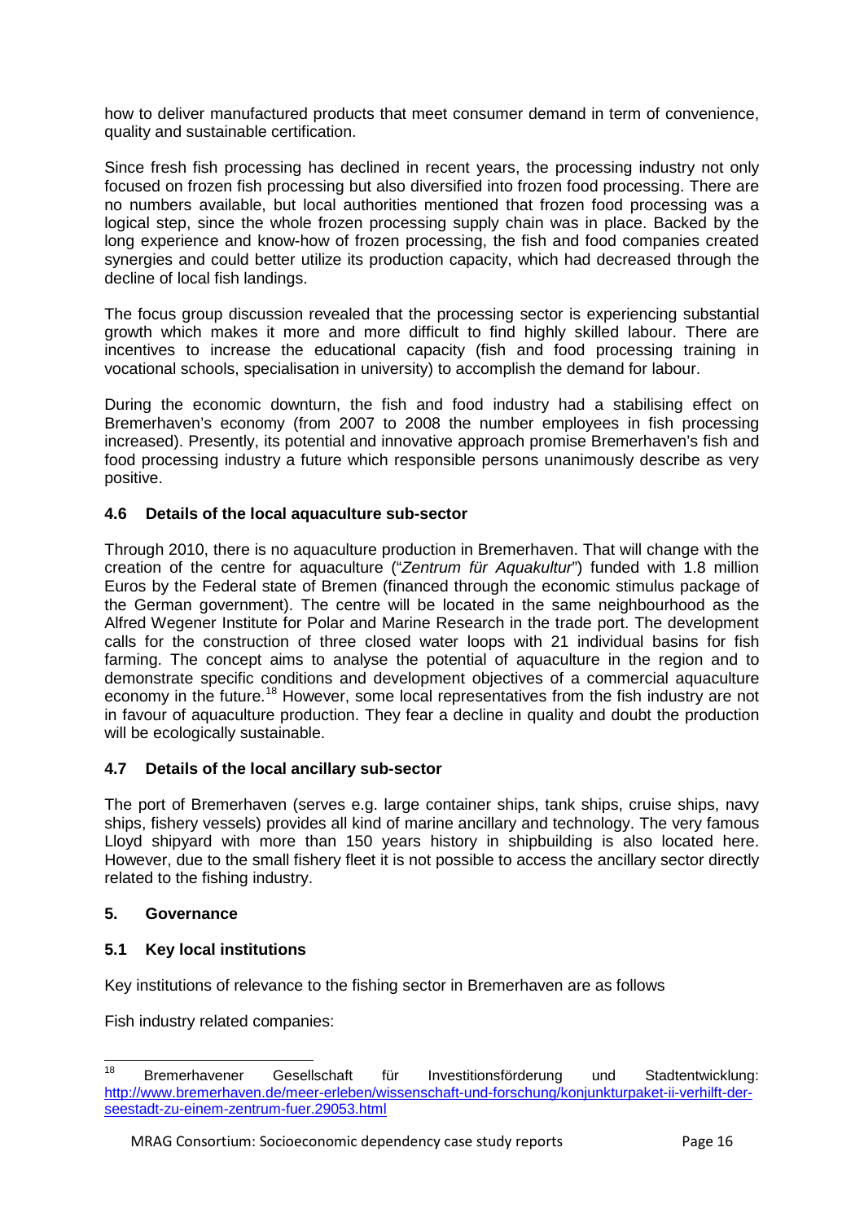how to deliver manufactured products that meet consumer demand in term of convenience, quality and sustainable certification.

Since fresh fish processing has declined in recent years, the processing industry not only focused on frozen fish processing but also diversified into frozen food processing. There are no numbers available, but local authorities mentioned that frozen food processing was a logical step, since the whole frozen processing supply chain was in place. Backed by the long experience and know-how of frozen processing, the fish and food companies created synergies and could better utilize its production capacity, which had decreased through the decline of local fish landings.

The focus group discussion revealed that the processing sector is experiencing substantial growth which makes it more and more difficult to find highly skilled labour. There are incentives to increase the educational capacity (fish and food processing training in vocational schools, specialisation in university) to accomplish the demand for labour.

During the economic downturn, the fish and food industry had a stabilising effect on Bremerhaven's economy (from 2007 to 2008 the number employees in fish processing increased). Presently, its potential and innovative approach promise Bremerhaven's fish and food processing industry a future which responsible persons unanimously describe as very positive.

### 4.6 Details of the local aquaculture sub-sector

Through 2010, there is no aquaculture production in Bremerhaven. That will change with the creation of the centre for aquaculture ("*Zentrum für Aquakultur*") funded with 1.8 million Euros by the Federal state of Bremen (financed through the economic stimulus package of the German government). The centre will be located in the same neighbourhood as the Alfred Wegener Institute for Polar and Marine Research in the trade port. The development calls for the construction of three closed water loops with 21 individual basins for fish farming. The concept aims to analyse the potential of aquaculture in the region and to demonstrate specific conditions and development objectives of a commercial aquaculture economy in the future.[18] However, some local representatives from the fish industry are not in favour of aquaculture production. They fear a decline in quality and doubt the production will be ecologically sustainable.

### 4.7 Details of the local ancillary sub-sector

The port of Bremerhaven (serves e.g. large container ships, tank ships, cruise ships, navy ships, fishery vessels) provides all kind of marine ancillary and technology. The very famous Lloyd shipyard with more than 150 years history in shipbuilding is also located here. However, due to the small fishery fleet it is not possible to access the ancillary sector directly related to the fishing industry.

## 5. Governance

### 5.1 Key local institutions

Key institutions of relevance to the fishing sector in Bremerhaven are as follows

Fish industry related companies:

---

[18] Bremerhavener Gesellschaft für Investitionsförderung und Stadtentwicklung: http://www.bremerhaven.de/meer-erleben/wissenschaft-und-forschung/konjunkturpaket-ii-verhilft-der-seestadt-zu-einem-zentrum-fuer.29053.html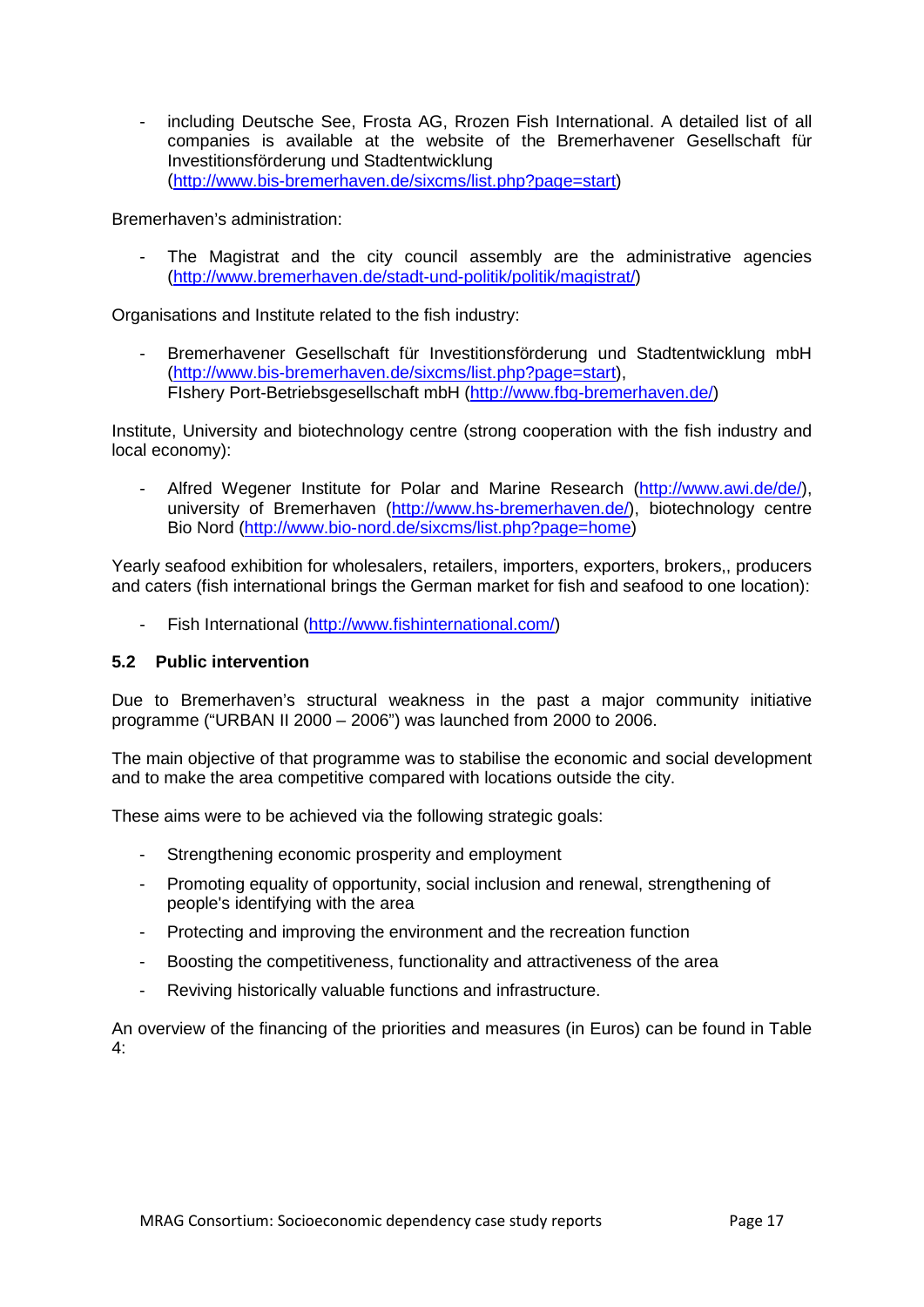- including Deutsche See, Frosta AG, Rrozen Fish International. A detailed list of all companies is available at the website of the Bremerhavener Gesellschaft für Investitionsförderung und Stadtentwicklung (http://www.bis-bremerhaven.de/sixcms/list.php?page=start)

Bremerhaven's administration:

- The Magistrat and the city council assembly are the administrative agencies (http://www.bremerhaven.de/stadt-und-politik/politik/magistrat/)

Organisations and Institute related to the fish industry:

- Bremerhavener Gesellschaft für Investitionsförderung und Stadtentwicklung mbH (http://www.bis-bremerhaven.de/sixcms/list.php?page=start),
  FIshery Port-Betriebsgesellschaft mbH (http://www.fbg-bremerhaven.de/)

Institute, University and biotechnology centre (strong cooperation with the fish industry and local economy):

- Alfred Wegener Institute for Polar and Marine Research (http://www.awi.de/de/), university of Bremerhaven (http://www.hs-bremerhaven.de/), biotechnology centre Bio Nord (http://www.bio-nord.de/sixcms/list.php?page=home)

Yearly seafood exhibition for wholesalers, retailers, importers, exporters, brokers,, producers and caters (fish international brings the German market for fish and seafood to one location):

- Fish International (http://www.fishinternational.com/)

### 5.2 Public intervention

Due to Bremerhaven's structural weakness in the past a major community initiative programme ("URBAN II 2000 – 2006") was launched from 2000 to 2006.

The main objective of that programme was to stabilise the economic and social development and to make the area competitive compared with locations outside the city.

These aims were to be achieved via the following strategic goals:

- Strengthening economic prosperity and employment
- Promoting equality of opportunity, social inclusion and renewal, strengthening of people's identifying with the area
- Protecting and improving the environment and the recreation function
- Boosting the competitiveness, functionality and attractiveness of the area
- Reviving historically valuable functions and infrastructure.

An overview of the financing of the priorities and measures (in Euros) can be found in Table 4: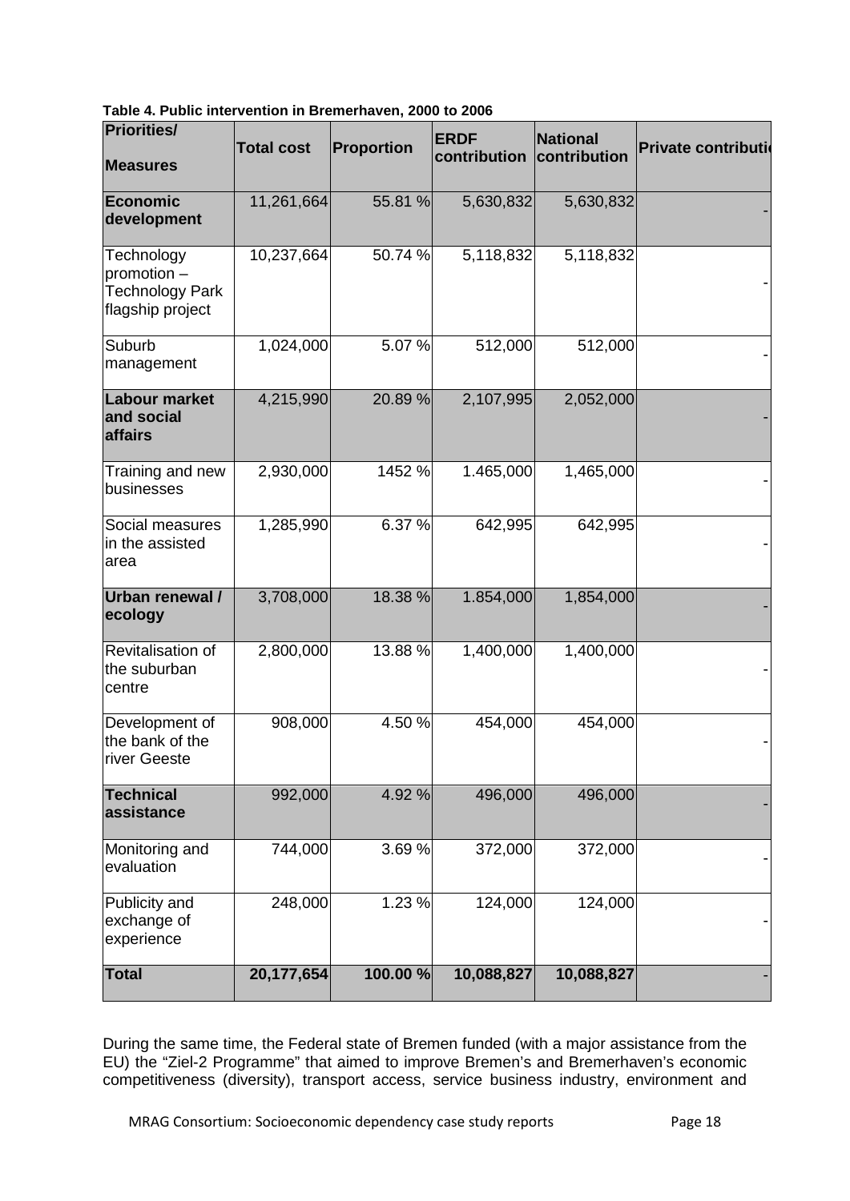**Table 4. Public intervention in Bremerhaven, 2000 to 2006**

| Priorities/ Measures | Total cost | Proportion | ERDF contribution | National contribution | Private contributi |
|---|---|---|---|---|---|
| **Economic development** | 11,261,664 | 55.81 % | 5,630,832 | 5,630,832 | - |
| Technology promotion – Technology Park flagship project | 10,237,664 | 50.74 % | 5,118,832 | 5,118,832 | - |
| Suburb management | 1,024,000 | 5.07 % | 512,000 | 512,000 | - |
| **Labour market and social affairs** | 4,215,990 | 20.89 % | 2,107,995 | 2,052,000 | - |
| Training and new businesses | 2,930,000 | 1452 % | 1.465,000 | 1,465,000 | - |
| Social measures in the assisted area | 1,285,990 | 6.37 % | 642,995 | 642,995 | - |
| **Urban renewal / ecology** | 3,708,000 | 18.38 % | 1.854,000 | 1,854,000 | - |
| Revitalisation of the suburban centre | 2,800,000 | 13.88 % | 1,400,000 | 1,400,000 | - |
| Development of the bank of the river Geeste | 908,000 | 4.50 % | 454,000 | 454,000 | - |
| **Technical assistance** | 992,000 | 4.92 % | 496,000 | 496,000 | - |
| Monitoring and evaluation | 744,000 | 3.69 % | 372,000 | 372,000 | - |
| Publicity and exchange of experience | 248,000 | 1.23 % | 124,000 | 124,000 | - |
| **Total** | **20,177,654** | **100.00 %** | **10,088,827** | **10,088,827** | - |

During the same time, the Federal state of Bremen funded (with a major assistance from the EU) the "Ziel-2 Programme" that aimed to improve Bremen's and Bremerhaven's economic competitiveness (diversity), transport access, service business industry, environment and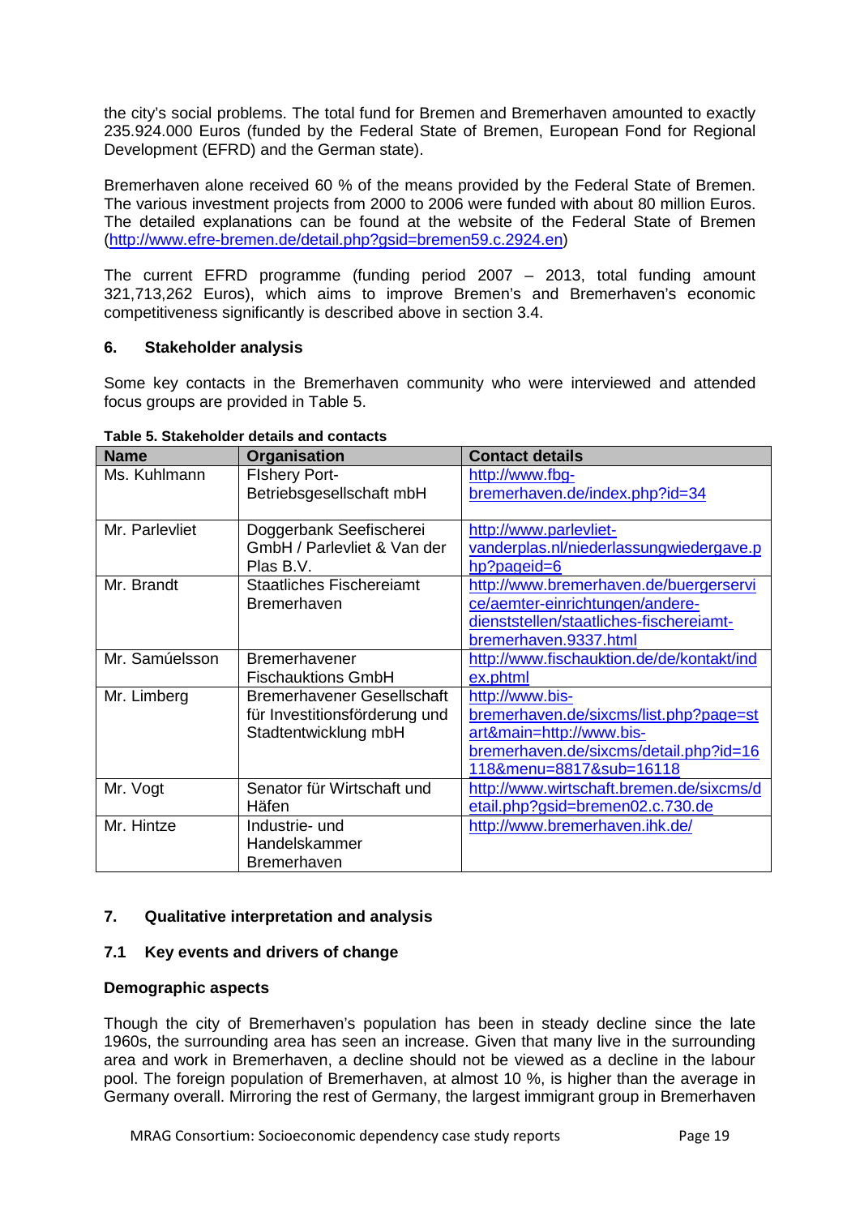the city's social problems. The total fund for Bremen and Bremerhaven amounted to exactly 235.924.000 Euros (funded by the Federal State of Bremen, European Fond for Regional Development (EFRD) and the German state).

Bremerhaven alone received 60 % of the means provided by the Federal State of Bremen. The various investment projects from 2000 to 2006 were funded with about 80 million Euros. The detailed explanations can be found at the website of the Federal State of Bremen (http://www.efre-bremen.de/detail.php?gsid=bremen59.c.2924.en)

The current EFRD programme (funding period 2007 – 2013, total funding amount 321,713,262 Euros), which aims to improve Bremen's and Bremerhaven's economic competitiveness significantly is described above in section 3.4.

## 6. Stakeholder analysis

Some key contacts in the Bremerhaven community who were interviewed and attended focus groups are provided in Table 5.

**Table 5. Stakeholder details and contacts**

| Name | Organisation | Contact details |
|---|---|---|
| Ms. Kuhlmann | FIshery Port-Betriebsgesellschaft mbH | http://www.fbg-bremerhaven.de/index.php?id=34 |
| Mr. Parlevliet | Doggerbank Seefischerei GmbH / Parlevliet & Van der Plas B.V. | http://www.parlevliet-vanderplas.nl/niederlassungwiedergave.php?pageid=6 |
| Mr. Brandt | Staatliches Fischereiamt Bremerhaven | http://www.bremerhaven.de/buergerservice/aemter-einrichtungen/andere-dienststellen/staatliches-fischereiamt-bremerhaven.9337.html |
| Mr. Samúelsson | Bremerhavener Fischauktions GmbH | http://www.fischauktion.de/de/kontakt/index.phtml |
| Mr. Limberg | Bremerhavener Gesellschaft für Investitionsförderung und Stadtentwicklung mbH | http://www.bis-bremerhaven.de/sixcms/list.php?page=start&main=http://www.bis-bremerhaven.de/sixcms/detail.php?id=16118&menu=8817&sub=16118 |
| Mr. Vogt | Senator für Wirtschaft und Häfen | http://www.wirtschaft.bremen.de/sixcms/detail.php?gsid=bremen02.c.730.de |
| Mr. Hintze | Industrie- und Handelskammer Bremerhaven | http://www.bremerhaven.ihk.de/ |

## 7. Qualitative interpretation and analysis

### 7.1 Key events and drivers of change

**Demographic aspects**

Though the city of Bremerhaven's population has been in steady decline since the late 1960s, the surrounding area has seen an increase. Given that many live in the surrounding area and work in Bremerhaven, a decline should not be viewed as a decline in the labour pool. The foreign population of Bremerhaven, at almost 10 %, is higher than the average in Germany overall. Mirroring the rest of Germany, the largest immigrant group in Bremerhaven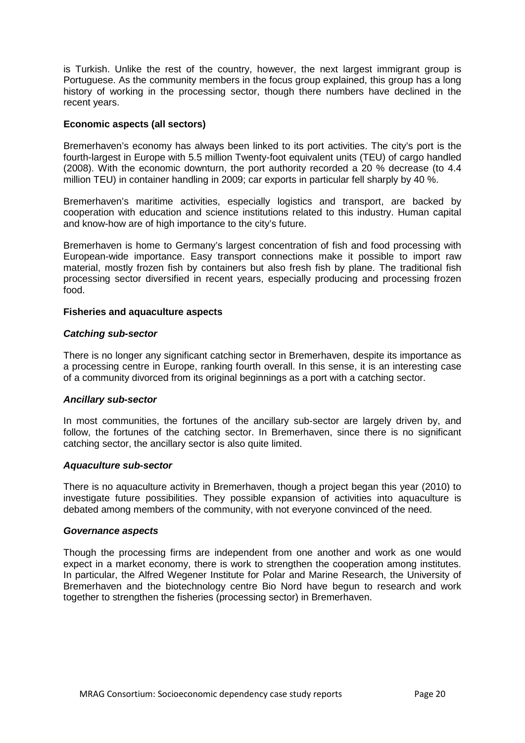is Turkish. Unlike the rest of the country, however, the next largest immigrant group is Portuguese. As the community members in the focus group explained, this group has a long history of working in the processing sector, though there numbers have declined in the recent years.

**Economic aspects (all sectors)**

Bremerhaven's economy has always been linked to its port activities. The city's port is the fourth-largest in Europe with 5.5 million Twenty-foot equivalent units (TEU) of cargo handled (2008). With the economic downturn, the port authority recorded a 20 % decrease (to 4.4 million TEU) in container handling in 2009; car exports in particular fell sharply by 40 %.

Bremerhaven's maritime activities, especially logistics and transport, are backed by cooperation with education and science institutions related to this industry. Human capital and know-how are of high importance to the city's future.

Bremerhaven is home to Germany's largest concentration of fish and food processing with European-wide importance. Easy transport connections make it possible to import raw material, mostly frozen fish by containers but also fresh fish by plane. The traditional fish processing sector diversified in recent years, especially producing and processing frozen food.

**Fisheries and aquaculture aspects**

***Catching sub-sector***

There is no longer any significant catching sector in Bremerhaven, despite its importance as a processing centre in Europe, ranking fourth overall. In this sense, it is an interesting case of a community divorced from its original beginnings as a port with a catching sector.

***Ancillary sub-sector***

In most communities, the fortunes of the ancillary sub-sector are largely driven by, and follow, the fortunes of the catching sector. In Bremerhaven, since there is no significant catching sector, the ancillary sector is also quite limited.

***Aquaculture sub-sector***

There is no aquaculture activity in Bremerhaven, though a project began this year (2010) to investigate future possibilities. They possible expansion of activities into aquaculture is debated among members of the community, with not everyone convinced of the need.

***Governance aspects***

Though the processing firms are independent from one another and work as one would expect in a market economy, there is work to strengthen the cooperation among institutes. In particular, the Alfred Wegener Institute for Polar and Marine Research, the University of Bremerhaven and the biotechnology centre Bio Nord have begun to research and work together to strengthen the fisheries (processing sector) in Bremerhaven.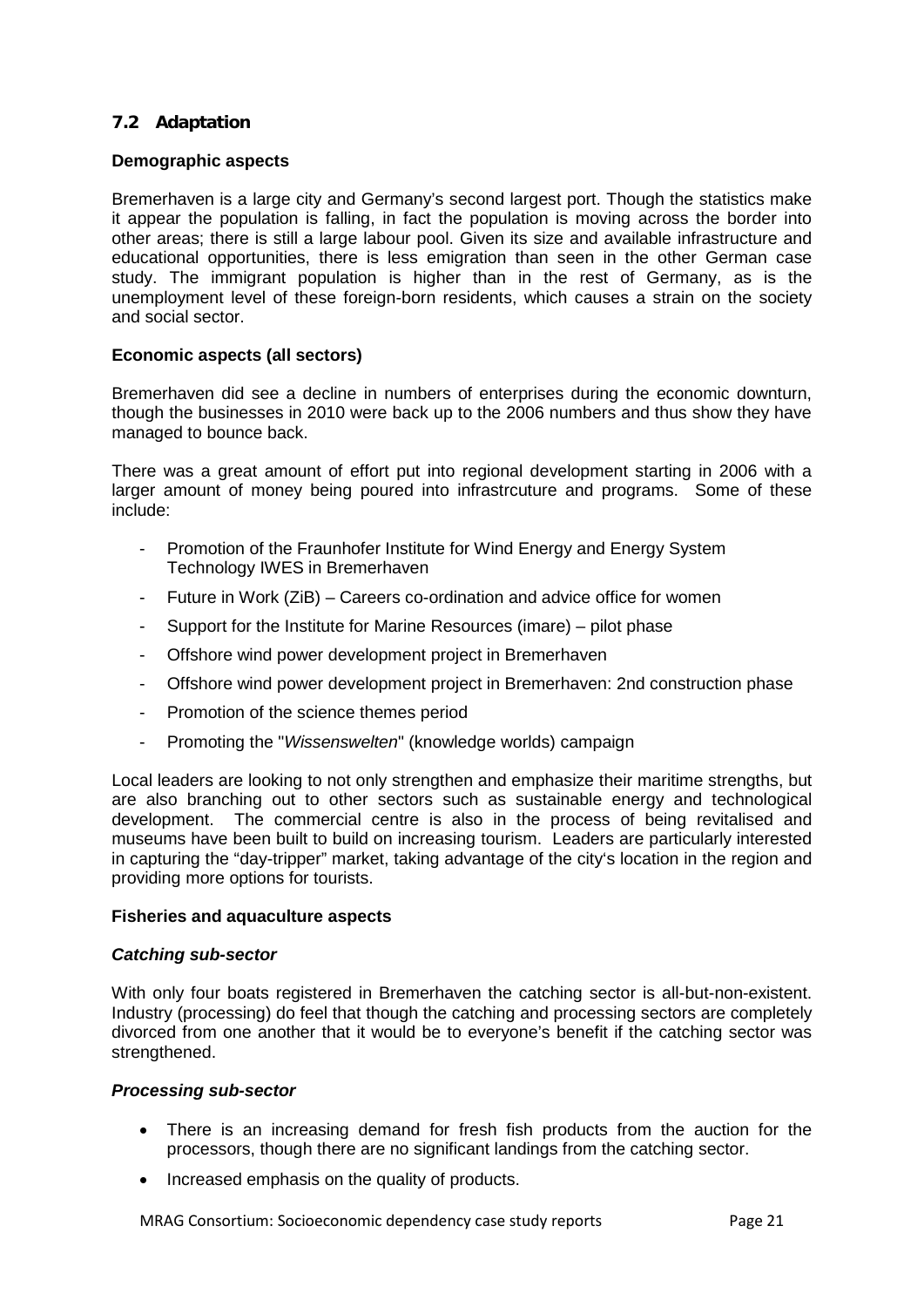## 7.2 Adaptation

**Demographic aspects**

Bremerhaven is a large city and Germany's second largest port. Though the statistics make it appear the population is falling, in fact the population is moving across the border into other areas; there is still a large labour pool. Given its size and available infrastructure and educational opportunities, there is less emigration than seen in the other German case study. The immigrant population is higher than in the rest of Germany, as is the unemployment level of these foreign-born residents, which causes a strain on the society and social sector.

**Economic aspects (all sectors)**

Bremerhaven did see a decline in numbers of enterprises during the economic downturn, though the businesses in 2010 were back up to the 2006 numbers and thus show they have managed to bounce back.

There was a great amount of effort put into regional development starting in 2006 with a larger amount of money being poured into infrastrcuture and programs. Some of these include:

- Promotion of the Fraunhofer Institute for Wind Energy and Energy System Technology IWES in Bremerhaven
- Future in Work (ZiB) – Careers co-ordination and advice office for women
- Support for the Institute for Marine Resources (imare) – pilot phase
- Offshore wind power development project in Bremerhaven
- Offshore wind power development project in Bremerhaven: 2nd construction phase
- Promotion of the science themes period
- Promoting the "*Wissenswelten*" (knowledge worlds) campaign

Local leaders are looking to not only strengthen and emphasize their maritime strengths, but are also branching out to other sectors such as sustainable energy and technological development. The commercial centre is also in the process of being revitalised and museums have been built to build on increasing tourism. Leaders are particularly interested in capturing the "day-tripper" market, taking advantage of the city's location in the region and providing more options for tourists.

**Fisheries and aquaculture aspects**

***Catching sub-sector***

With only four boats registered in Bremerhaven the catching sector is all-but-non-existent. Industry (processing) do feel that though the catching and processing sectors are completely divorced from one another that it would be to everyone's benefit if the catching sector was strengthened.

***Processing sub-sector***

- There is an increasing demand for fresh fish products from the auction for the processors, though there are no significant landings from the catching sector.
- Increased emphasis on the quality of products.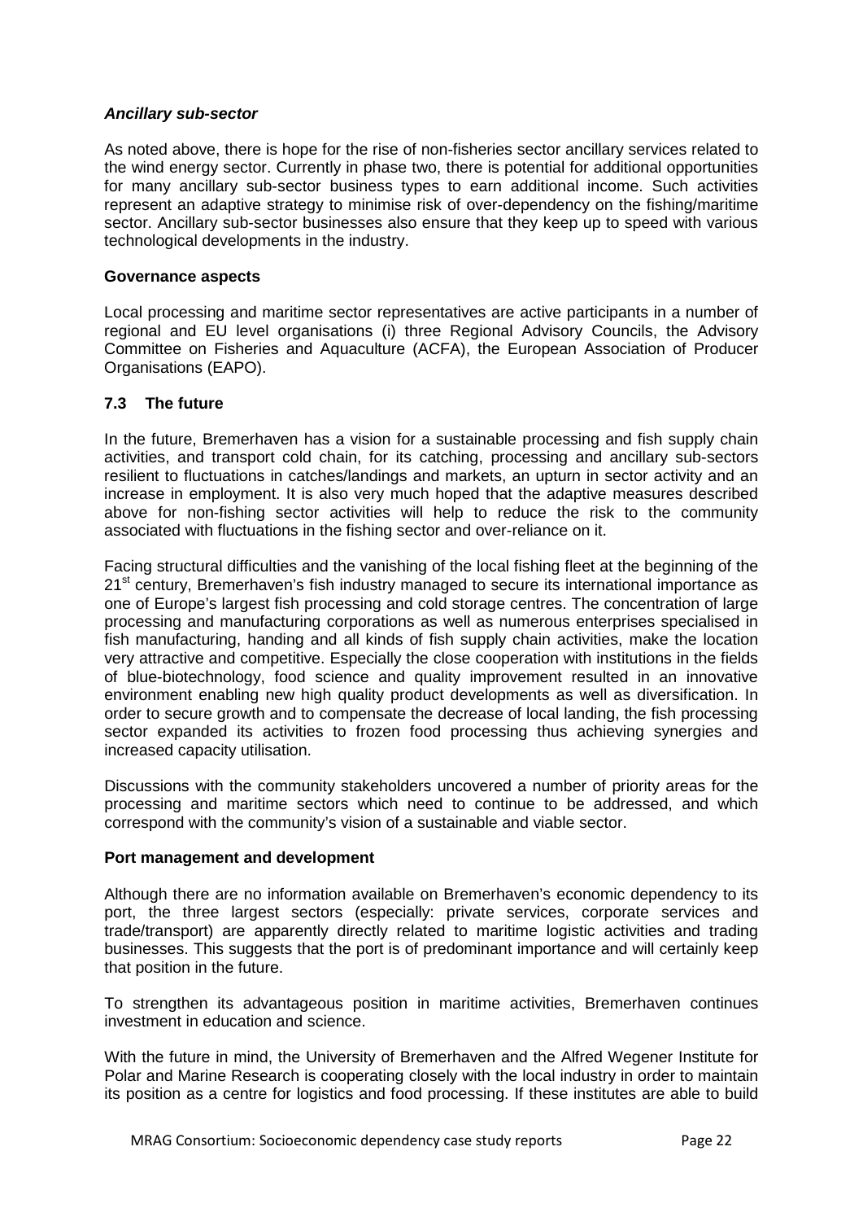***Ancillary sub-sector***

As noted above, there is hope for the rise of non-fisheries sector ancillary services related to the wind energy sector. Currently in phase two, there is potential for additional opportunities for many ancillary sub-sector business types to earn additional income. Such activities represent an adaptive strategy to minimise risk of over-dependency on the fishing/maritime sector. Ancillary sub-sector businesses also ensure that they keep up to speed with various technological developments in the industry.

**Governance aspects**

Local processing and maritime sector representatives are active participants in a number of regional and EU level organisations (i) three Regional Advisory Councils, the Advisory Committee on Fisheries and Aquaculture (ACFA), the European Association of Producer Organisations (EAPO).

### 7.3 The future

In the future, Bremerhaven has a vision for a sustainable processing and fish supply chain activities, and transport cold chain, for its catching, processing and ancillary sub-sectors resilient to fluctuations in catches/landings and markets, an upturn in sector activity and an increase in employment. It is also very much hoped that the adaptive measures described above for non-fishing sector activities will help to reduce the risk to the community associated with fluctuations in the fishing sector and over-reliance on it.

Facing structural difficulties and the vanishing of the local fishing fleet at the beginning of the 21st century, Bremerhaven's fish industry managed to secure its international importance as one of Europe's largest fish processing and cold storage centres. The concentration of large processing and manufacturing corporations as well as numerous enterprises specialised in fish manufacturing, handing and all kinds of fish supply chain activities, make the location very attractive and competitive. Especially the close cooperation with institutions in the fields of blue-biotechnology, food science and quality improvement resulted in an innovative environment enabling new high quality product developments as well as diversification. In order to secure growth and to compensate the decrease of local landing, the fish processing sector expanded its activities to frozen food processing thus achieving synergies and increased capacity utilisation.

Discussions with the community stakeholders uncovered a number of priority areas for the processing and maritime sectors which need to continue to be addressed, and which correspond with the community's vision of a sustainable and viable sector.

**Port management and development**

Although there are no information available on Bremerhaven's economic dependency to its port, the three largest sectors (especially: private services, corporate services and trade/transport) are apparently directly related to maritime logistic activities and trading businesses. This suggests that the port is of predominant importance and will certainly keep that position in the future.

To strengthen its advantageous position in maritime activities, Bremerhaven continues investment in education and science.

With the future in mind, the University of Bremerhaven and the Alfred Wegener Institute for Polar and Marine Research is cooperating closely with the local industry in order to maintain its position as a centre for logistics and food processing. If these institutes are able to build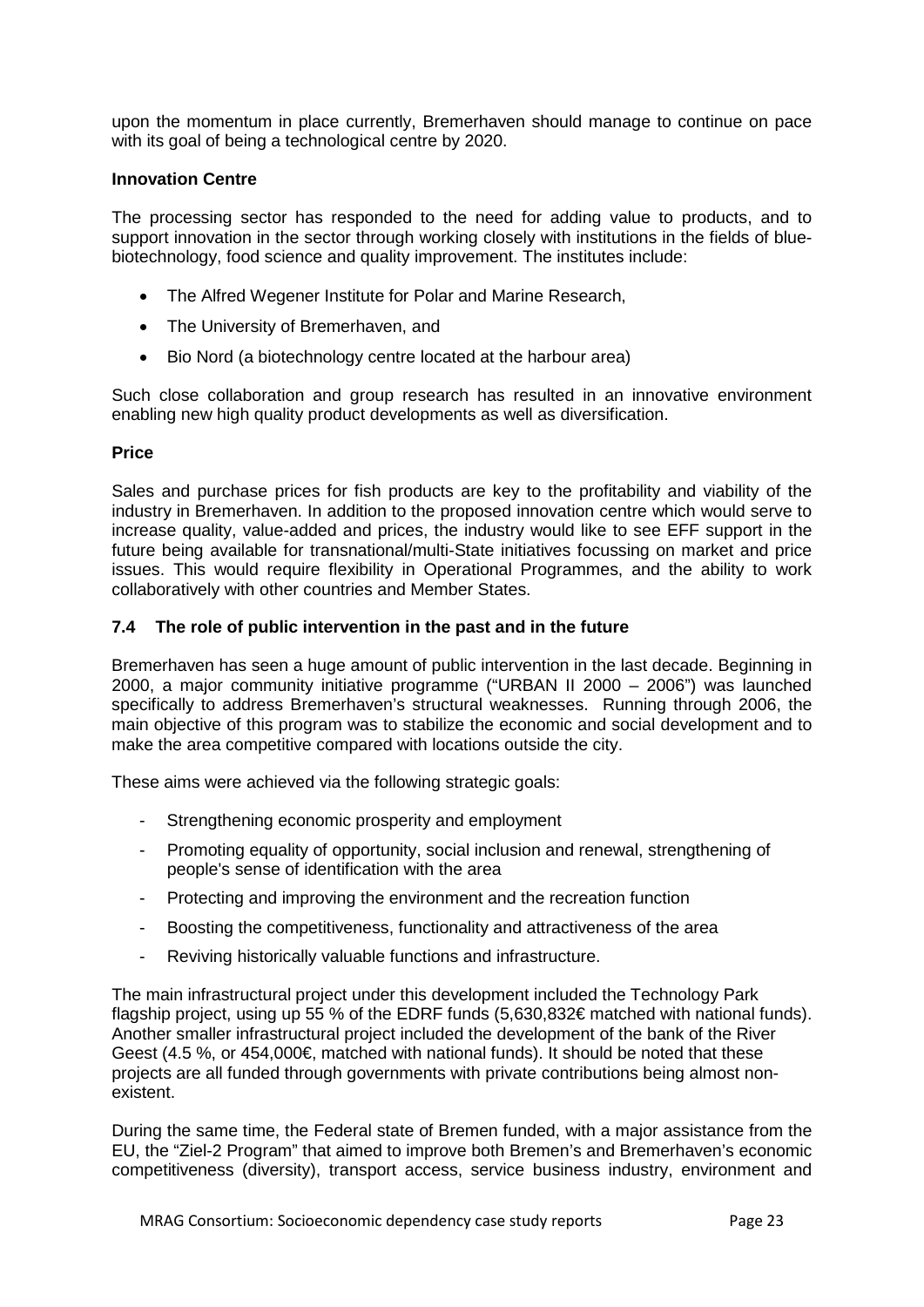upon the momentum in place currently, Bremerhaven should manage to continue on pace with its goal of being a technological centre by 2020.

**Innovation Centre**

The processing sector has responded to the need for adding value to products, and to support innovation in the sector through working closely with institutions in the fields of blue-biotechnology, food science and quality improvement. The institutes include:

- The Alfred Wegener Institute for Polar and Marine Research,
- The University of Bremerhaven, and
- Bio Nord (a biotechnology centre located at the harbour area)

Such close collaboration and group research has resulted in an innovative environment enabling new high quality product developments as well as diversification.

**Price**

Sales and purchase prices for fish products are key to the profitability and viability of the industry in Bremerhaven. In addition to the proposed innovation centre which would serve to increase quality, value-added and prices, the industry would like to see EFF support in the future being available for transnational/multi-State initiatives focussing on market and price issues. This would require flexibility in Operational Programmes, and the ability to work collaboratively with other countries and Member States.

### 7.4 The role of public intervention in the past and in the future

Bremerhaven has seen a huge amount of public intervention in the last decade. Beginning in 2000, a major community initiative programme ("URBAN II 2000 – 2006") was launched specifically to address Bremerhaven's structural weaknesses. Running through 2006, the main objective of this program was to stabilize the economic and social development and to make the area competitive compared with locations outside the city.

These aims were achieved via the following strategic goals:

- Strengthening economic prosperity and employment
- Promoting equality of opportunity, social inclusion and renewal, strengthening of people's sense of identification with the area
- Protecting and improving the environment and the recreation function
- Boosting the competitiveness, functionality and attractiveness of the area
- Reviving historically valuable functions and infrastructure.

The main infrastructural project under this development included the Technology Park flagship project, using up 55 % of the EDRF funds (5,630,832€ matched with national funds). Another smaller infrastructural project included the development of the bank of the River Geest (4.5 %, or 454,000€, matched with national funds). It should be noted that these projects are all funded through governments with private contributions being almost non-existent.

During the same time, the Federal state of Bremen funded, with a major assistance from the EU, the "Ziel-2 Program" that aimed to improve both Bremen's and Bremerhaven's economic competitiveness (diversity), transport access, service business industry, environment and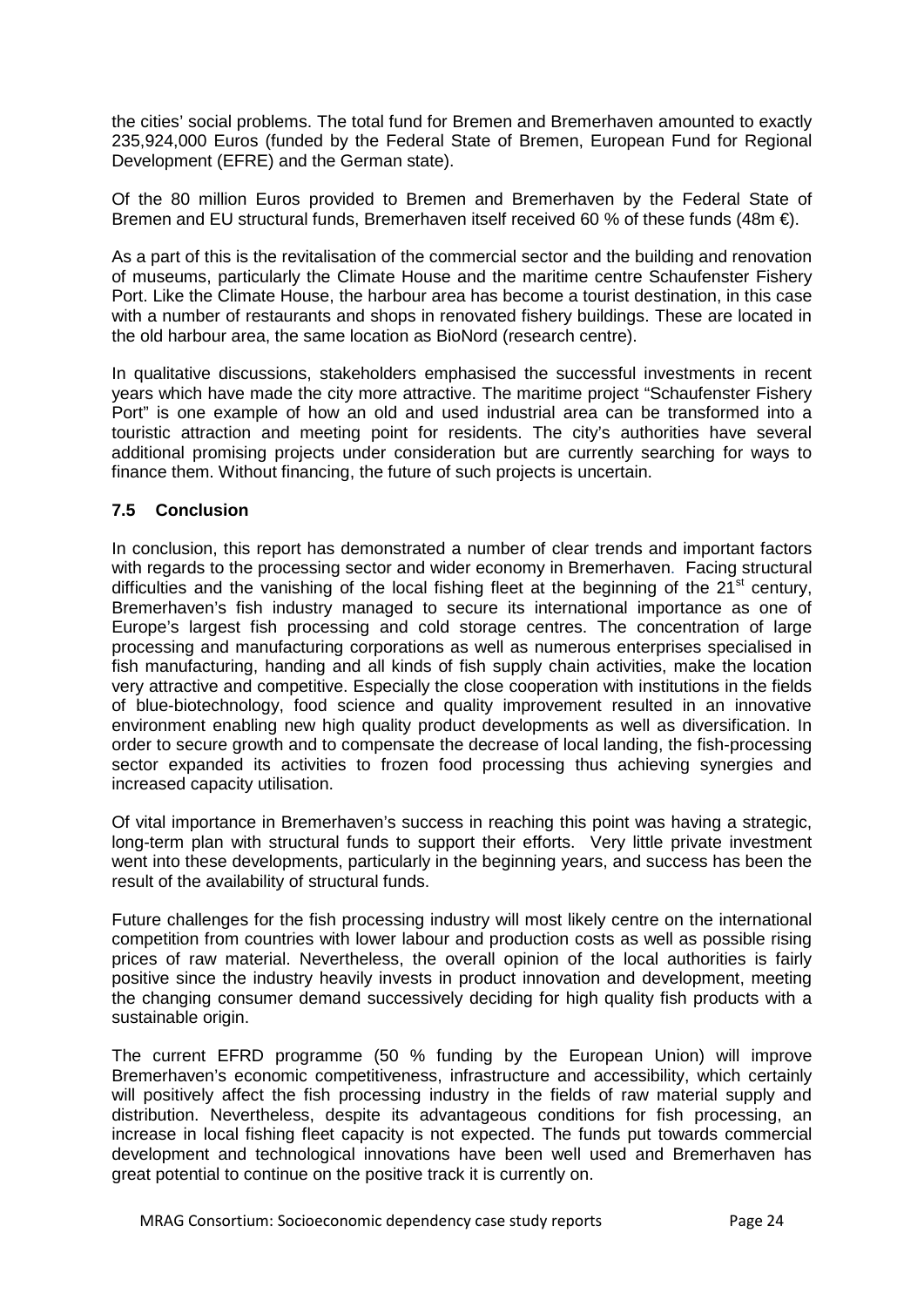the cities' social problems. The total fund for Bremen and Bremerhaven amounted to exactly 235,924,000 Euros (funded by the Federal State of Bremen, European Fund for Regional Development (EFRE) and the German state).

Of the 80 million Euros provided to Bremen and Bremerhaven by the Federal State of Bremen and EU structural funds, Bremerhaven itself received 60 % of these funds (48m €).

As a part of this is the revitalisation of the commercial sector and the building and renovation of museums, particularly the Climate House and the maritime centre Schaufenster Fishery Port. Like the Climate House, the harbour area has become a tourist destination, in this case with a number of restaurants and shops in renovated fishery buildings. These are located in the old harbour area, the same location as BioNord (research centre).

In qualitative discussions, stakeholders emphasised the successful investments in recent years which have made the city more attractive. The maritime project "Schaufenster Fishery Port" is one example of how an old and used industrial area can be transformed into a touristic attraction and meeting point for residents. The city's authorities have several additional promising projects under consideration but are currently searching for ways to finance them. Without financing, the future of such projects is uncertain.

### 7.5 Conclusion

In conclusion, this report has demonstrated a number of clear trends and important factors with regards to the processing sector and wider economy in Bremerhaven. Facing structural difficulties and the vanishing of the local fishing fleet at the beginning of the 21st century, Bremerhaven's fish industry managed to secure its international importance as one of Europe's largest fish processing and cold storage centres. The concentration of large processing and manufacturing corporations as well as numerous enterprises specialised in fish manufacturing, handing and all kinds of fish supply chain activities, make the location very attractive and competitive. Especially the close cooperation with institutions in the fields of blue-biotechnology, food science and quality improvement resulted in an innovative environment enabling new high quality product developments as well as diversification. In order to secure growth and to compensate the decrease of local landing, the fish-processing sector expanded its activities to frozen food processing thus achieving synergies and increased capacity utilisation.

Of vital importance in Bremerhaven's success in reaching this point was having a strategic, long-term plan with structural funds to support their efforts. Very little private investment went into these developments, particularly in the beginning years, and success has been the result of the availability of structural funds.

Future challenges for the fish processing industry will most likely centre on the international competition from countries with lower labour and production costs as well as possible rising prices of raw material. Nevertheless, the overall opinion of the local authorities is fairly positive since the industry heavily invests in product innovation and development, meeting the changing consumer demand successively deciding for high quality fish products with a sustainable origin.

The current EFRD programme (50 % funding by the European Union) will improve Bremerhaven's economic competitiveness, infrastructure and accessibility, which certainly will positively affect the fish processing industry in the fields of raw material supply and distribution. Nevertheless, despite its advantageous conditions for fish processing, an increase in local fishing fleet capacity is not expected. The funds put towards commercial development and technological innovations have been well used and Bremerhaven has great potential to continue on the positive track it is currently on.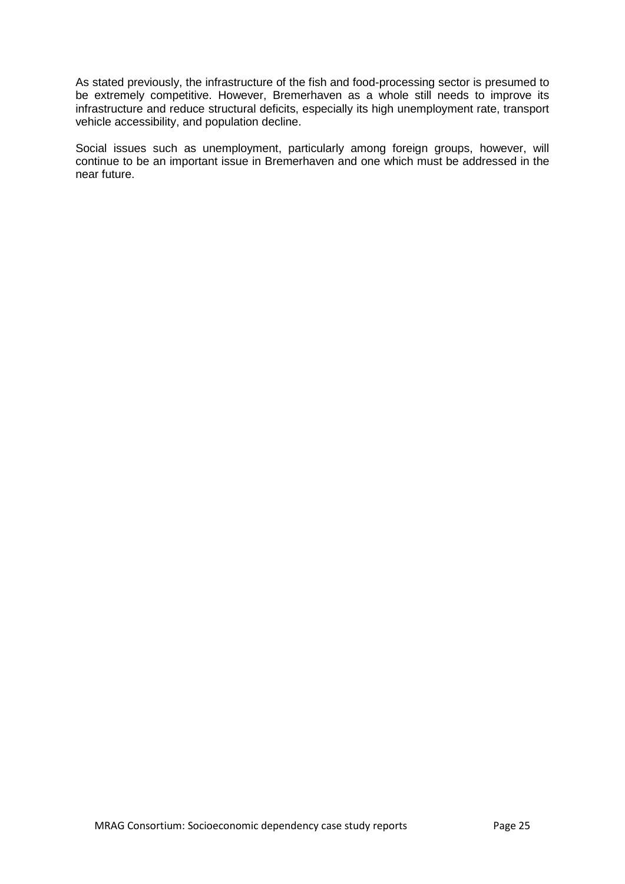As stated previously, the infrastructure of the fish and food-processing sector is presumed to be extremely competitive. However, Bremerhaven as a whole still needs to improve its infrastructure and reduce structural deficits, especially its high unemployment rate, transport vehicle accessibility, and population decline.

Social issues such as unemployment, particularly among foreign groups, however, will continue to be an important issue in Bremerhaven and one which must be addressed in the near future.